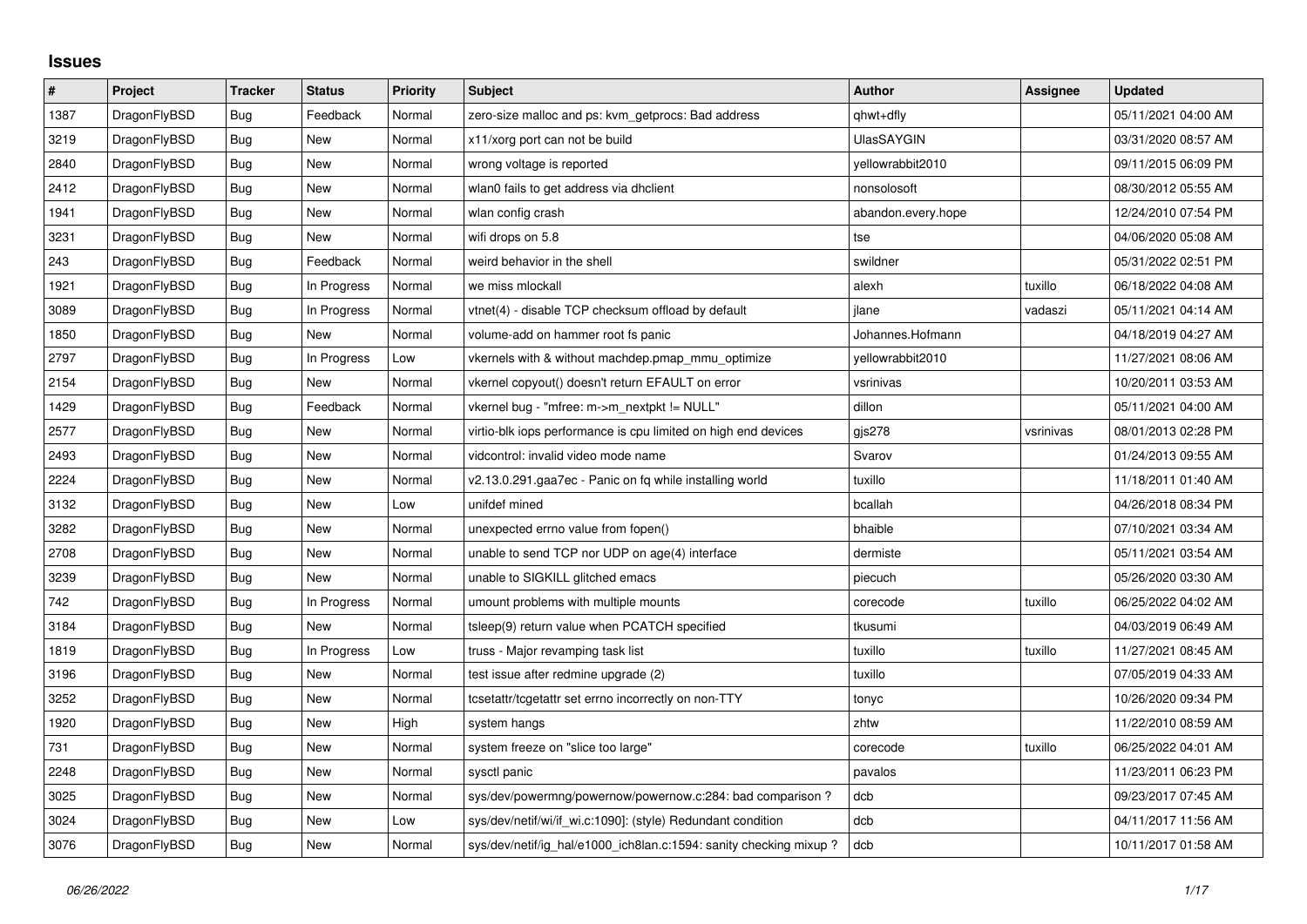# Issues

| # | Project | Tracker | Status | Priority | Subject | Author | Assignee | Updated |
|---|---|---|---|---|---|---|---|---|
| 1387 | DragonFlyBSD | Bug | Feedback | Normal | zero-size malloc and ps: kvm_getprocs: Bad address | qhwt+dfly | | 05/11/2021 04:00 AM |
| 3219 | DragonFlyBSD | Bug | New | Normal | x11/xorg port can not be build | UlasSAYGIN | | 03/31/2020 08:57 AM |
| 2840 | DragonFlyBSD | Bug | New | Normal | wrong voltage is reported | yellowrabbit2010 | | 09/11/2015 06:09 PM |
| 2412 | DragonFlyBSD | Bug | New | Normal | wlan0 fails to get address via dhclient | nonsolosoft | | 08/30/2012 05:55 AM |
| 1941 | DragonFlyBSD | Bug | New | Normal | wlan config crash | abandon.every.hope | | 12/24/2010 07:54 PM |
| 3231 | DragonFlyBSD | Bug | New | Normal | wifi drops on 5.8 | tse | | 04/06/2020 05:08 AM |
| 243 | DragonFlyBSD | Bug | Feedback | Normal | weird behavior in the shell | swildner | | 05/31/2022 02:51 PM |
| 1921 | DragonFlyBSD | Bug | In Progress | Normal | we miss mlockall | alexh | tuxillo | 06/18/2022 04:08 AM |
| 3089 | DragonFlyBSD | Bug | In Progress | Normal | vtnet(4) - disable TCP checksum offload by default | jlane | vadaszi | 05/11/2021 04:14 AM |
| 1850 | DragonFlyBSD | Bug | New | Normal | volume-add on hammer root fs panic | Johannes.Hofmann | | 04/18/2019 04:27 AM |
| 2797 | DragonFlyBSD | Bug | In Progress | Low | vkernels with & without machdep.pmap_mmu_optimize | yellowrabbit2010 | | 11/27/2021 08:06 AM |
| 2154 | DragonFlyBSD | Bug | New | Normal | vkernel copyout() doesn't return EFAULT on error | vsrinivas | | 10/20/2011 03:53 AM |
| 1429 | DragonFlyBSD | Bug | Feedback | Normal | vkernel bug - "mfree: m->m_nextpkt != NULL" | dillon | | 05/11/2021 04:00 AM |
| 2577 | DragonFlyBSD | Bug | New | Normal | virtio-blk iops performance is cpu limited on high end devices | gjs278 | vsrinivas | 08/01/2013 02:28 PM |
| 2493 | DragonFlyBSD | Bug | New | Normal | vidcontrol: invalid video mode name | Svarov | | 01/24/2013 09:55 AM |
| 2224 | DragonFlyBSD | Bug | New | Normal | v2.13.0.291.gaa7ec - Panic on fq while installing world | tuxillo | | 11/18/2011 01:40 AM |
| 3132 | DragonFlyBSD | Bug | New | Low | unifdef mined | bcallah | | 04/26/2018 08:34 PM |
| 3282 | DragonFlyBSD | Bug | New | Normal | unexpected errno value from fopen() | bhaible | | 07/10/2021 03:34 AM |
| 2708 | DragonFlyBSD | Bug | New | Normal | unable to send TCP nor UDP on age(4) interface | dermiste | | 05/11/2021 03:54 AM |
| 3239 | DragonFlyBSD | Bug | New | Normal | unable to SIGKILL glitched emacs | piecuch | | 05/26/2020 03:30 AM |
| 742 | DragonFlyBSD | Bug | In Progress | Normal | umount problems with multiple mounts | corecode | tuxillo | 06/25/2022 04:02 AM |
| 3184 | DragonFlyBSD | Bug | New | Normal | tsleep(9) return value when PCATCH specified | tkusumi | | 04/03/2019 06:49 AM |
| 1819 | DragonFlyBSD | Bug | In Progress | Low | truss - Major revamping task list | tuxillo | tuxillo | 11/27/2021 08:45 AM |
| 3196 | DragonFlyBSD | Bug | New | Normal | test issue after redmine upgrade (2) | tuxillo | | 07/05/2019 04:33 AM |
| 3252 | DragonFlyBSD | Bug | New | Normal | tcsetattr/tcgetattr set errno incorrectly on non-TTY | tonyc | | 10/26/2020 09:34 PM |
| 1920 | DragonFlyBSD | Bug | New | High | system hangs | zhtw | | 11/22/2010 08:59 AM |
| 731 | DragonFlyBSD | Bug | New | Normal | system freeze on "slice too large" | corecode | tuxillo | 06/25/2022 04:01 AM |
| 2248 | DragonFlyBSD | Bug | New | Normal | sysctl panic | pavalos | | 11/23/2011 06:23 PM |
| 3025 | DragonFlyBSD | Bug | New | Normal | sys/dev/powermng/powernow/powernow.c:284: bad comparison ? | dcb | | 09/23/2017 07:45 AM |
| 3024 | DragonFlyBSD | Bug | New | Low | sys/dev/netif/wi/if_wi.c:1090]: (style) Redundant condition | dcb | | 04/11/2017 11:56 AM |
| 3076 | DragonFlyBSD | Bug | New | Normal | sys/dev/netif/ig_hal/e1000_ich8lan.c:1594: sanity checking mixup ? | dcb | | 10/11/2017 01:58 AM |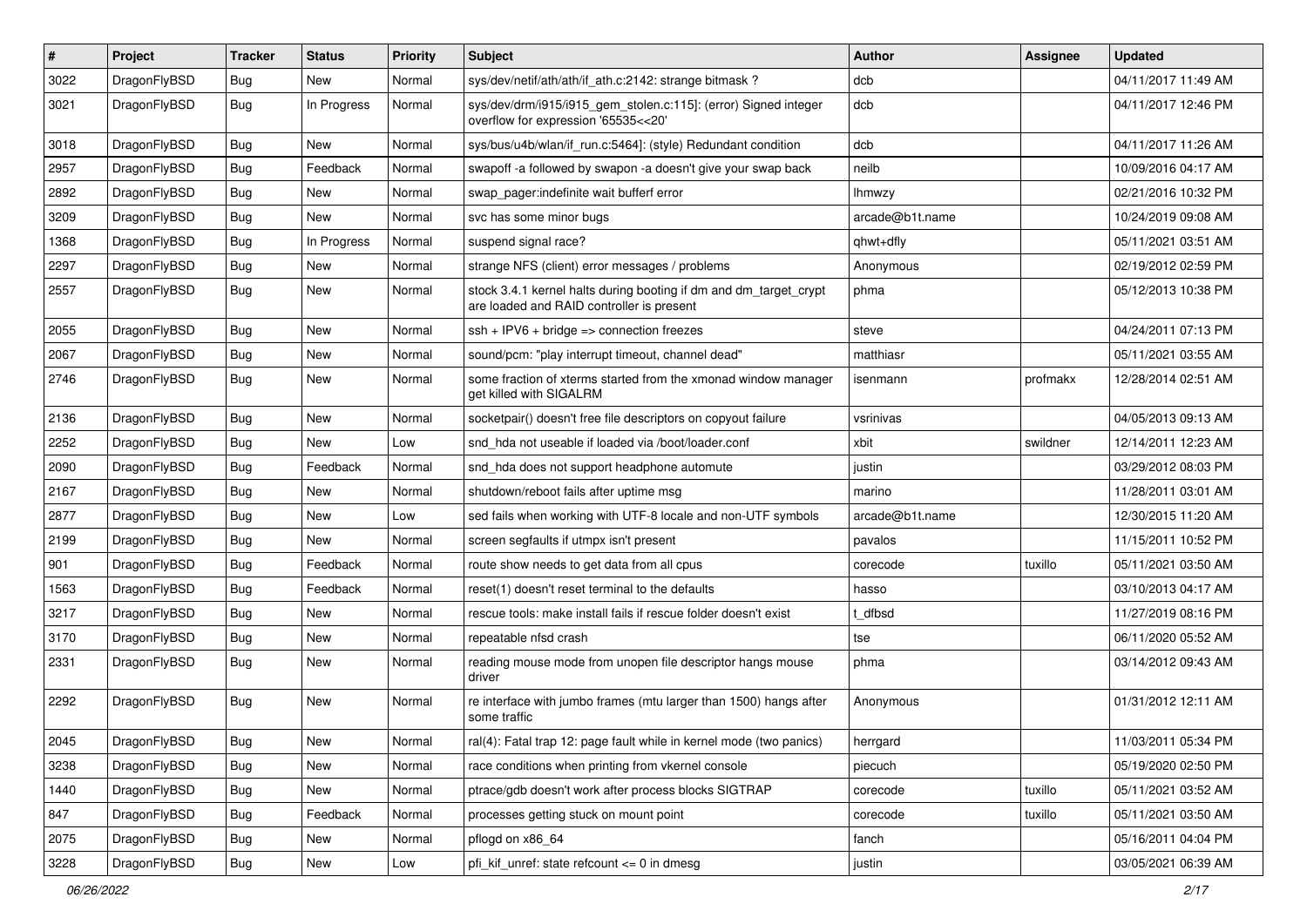| # | Project | Tracker | Status | Priority | Subject | Author | Assignee | Updated |
|---|---|---|---|---|---|---|---|---|
| 3022 | DragonFlyBSD | Bug | New | Normal | sys/dev/netif/ath/ath/if_ath.c:2142: strange bitmask ? | dcb | | 04/11/2017 11:49 AM |
| 3021 | DragonFlyBSD | Bug | In Progress | Normal | sys/dev/drm/i915/i915_gem_stolen.c:115]: (error) Signed integer overflow for expression '65535<<20' | dcb | | 04/11/2017 12:46 PM |
| 3018 | DragonFlyBSD | Bug | New | Normal | sys/bus/u4b/wlan/if_run.c:5464]: (style) Redundant condition | dcb | | 04/11/2017 11:26 AM |
| 2957 | DragonFlyBSD | Bug | Feedback | Normal | swapoff -a followed by swapon -a doesn't give your swap back | neilb | | 10/09/2016 04:17 AM |
| 2892 | DragonFlyBSD | Bug | New | Normal | swap_pager:indefinite wait bufferf error | lhmwzy | | 02/21/2016 10:32 PM |
| 3209 | DragonFlyBSD | Bug | New | Normal | svc has some minor bugs | arcade@b1t.name | | 10/24/2019 09:08 AM |
| 1368 | DragonFlyBSD | Bug | In Progress | Normal | suspend signal race? | qhwt+dfly | | 05/11/2021 03:51 AM |
| 2297 | DragonFlyBSD | Bug | New | Normal | strange NFS (client) error messages / problems | Anonymous | | 02/19/2012 02:59 PM |
| 2557 | DragonFlyBSD | Bug | New | Normal | stock 3.4.1 kernel halts during booting if dm and dm_target_crypt are loaded and RAID controller is present | phma | | 05/12/2013 10:38 PM |
| 2055 | DragonFlyBSD | Bug | New | Normal | ssh + IPV6 + bridge => connection freezes | steve | | 04/24/2011 07:13 PM |
| 2067 | DragonFlyBSD | Bug | New | Normal | sound/pcm: "play interrupt timeout, channel dead" | matthiasr | | 05/11/2021 03:55 AM |
| 2746 | DragonFlyBSD | Bug | New | Normal | some fraction of xterms started from the xmonad window manager get killed with SIGALRM | isenmann | profmakx | 12/28/2014 02:51 AM |
| 2136 | DragonFlyBSD | Bug | New | Normal | socketpair() doesn't free file descriptors on copyout failure | vsrinivas | | 04/05/2013 09:13 AM |
| 2252 | DragonFlyBSD | Bug | New | Low | snd_hda not useable if loaded via /boot/loader.conf | xbit | swildner | 12/14/2011 12:23 AM |
| 2090 | DragonFlyBSD | Bug | Feedback | Normal | snd_hda does not support headphone automute | justin | | 03/29/2012 08:03 PM |
| 2167 | DragonFlyBSD | Bug | New | Normal | shutdown/reboot fails after uptime msg | marino | | 11/28/2011 03:01 AM |
| 2877 | DragonFlyBSD | Bug | New | Low | sed fails when working with UTF-8 locale and non-UTF symbols | arcade@b1t.name | | 12/30/2015 11:20 AM |
| 2199 | DragonFlyBSD | Bug | New | Normal | screen segfaults if utmpx isn't present | pavalos | | 11/15/2011 10:52 PM |
| 901 | DragonFlyBSD | Bug | Feedback | Normal | route show needs to get data from all cpus | corecode | tuxillo | 05/11/2021 03:50 AM |
| 1563 | DragonFlyBSD | Bug | Feedback | Normal | reset(1) doesn't reset terminal to the defaults | hasso | | 03/10/2013 04:17 AM |
| 3217 | DragonFlyBSD | Bug | New | Normal | rescue tools: make install fails if rescue folder doesn't exist | t_dfbsd | | 11/27/2019 08:16 PM |
| 3170 | DragonFlyBSD | Bug | New | Normal | repeatable nfsd crash | tse | | 06/11/2020 05:52 AM |
| 2331 | DragonFlyBSD | Bug | New | Normal | reading mouse mode from unopen file descriptor hangs mouse driver | phma | | 03/14/2012 09:43 AM |
| 2292 | DragonFlyBSD | Bug | New | Normal | re interface with jumbo frames (mtu larger than 1500) hangs after some traffic | Anonymous | | 01/31/2012 12:11 AM |
| 2045 | DragonFlyBSD | Bug | New | Normal | ral(4): Fatal trap 12: page fault while in kernel mode (two panics) | herrgard | | 11/03/2011 05:34 PM |
| 3238 | DragonFlyBSD | Bug | New | Normal | race conditions when printing from vkernel console | piecuch | | 05/19/2020 02:50 PM |
| 1440 | DragonFlyBSD | Bug | New | Normal | ptrace/gdb doesn't work after process blocks SIGTRAP | corecode | tuxillo | 05/11/2021 03:52 AM |
| 847 | DragonFlyBSD | Bug | Feedback | Normal | processes getting stuck on mount point | corecode | tuxillo | 05/11/2021 03:50 AM |
| 2075 | DragonFlyBSD | Bug | New | Normal | pflogd on x86_64 | fanch | | 05/16/2011 04:04 PM |
| 3228 | DragonFlyBSD | Bug | New | Low | pfi_kif_unref: state refcount <= 0 in dmesg | justin | | 03/05/2021 06:39 AM |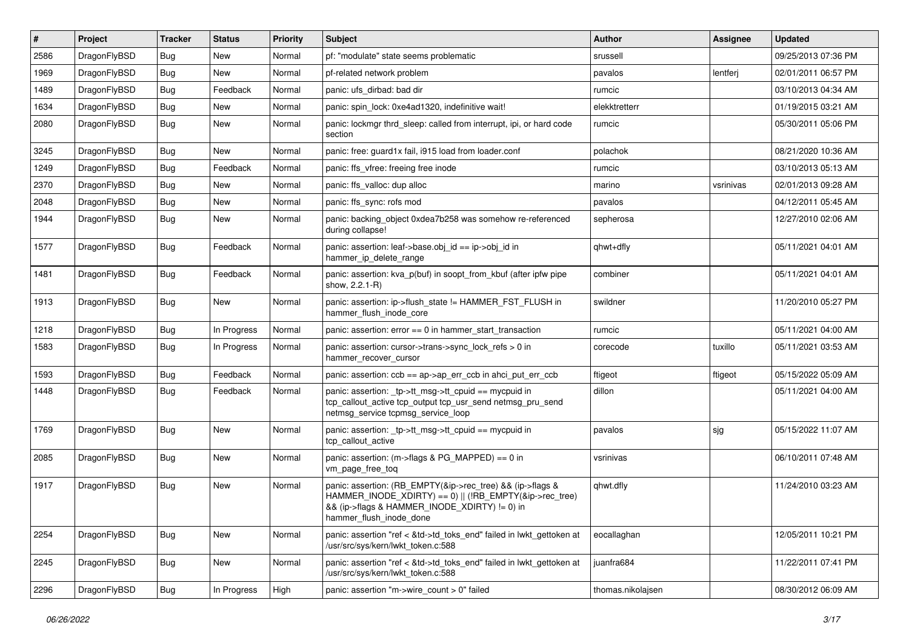| # | Project | Tracker | Status | Priority | Subject | Author | Assignee | Updated |
|---|---|---|---|---|---|---|---|---|
| 2586 | DragonFlyBSD | Bug | New | Normal | pf: "modulate" state seems problematic | srussell | | 09/25/2013 07:36 PM |
| 1969 | DragonFlyBSD | Bug | New | Normal | pf-related network problem | pavalos | lentferj | 02/01/2011 06:57 PM |
| 1489 | DragonFlyBSD | Bug | Feedback | Normal | panic: ufs_dirbad: bad dir | rumcic | | 03/10/2013 04:34 AM |
| 1634 | DragonFlyBSD | Bug | New | Normal | panic: spin_lock: 0xe4ad1320, indefinitive wait! | elekktretterr | | 01/19/2015 03:21 AM |
| 2080 | DragonFlyBSD | Bug | New | Normal | panic: lockmgr thrd_sleep: called from interrupt, ipi, or hard code section | rumcic | | 05/30/2011 05:06 PM |
| 3245 | DragonFlyBSD | Bug | New | Normal | panic: free: guard1x fail, i915 load from loader.conf | polachok | | 08/21/2020 10:36 AM |
| 1249 | DragonFlyBSD | Bug | Feedback | Normal | panic: ffs_vfree: freeing free inode | rumcic | | 03/10/2013 05:13 AM |
| 2370 | DragonFlyBSD | Bug | New | Normal | panic: ffs_valloc: dup alloc | marino | vsrinivas | 02/01/2013 09:28 AM |
| 2048 | DragonFlyBSD | Bug | New | Normal | panic: ffs_sync: rofs mod | pavalos | | 04/12/2011 05:45 AM |
| 1944 | DragonFlyBSD | Bug | New | Normal | panic: backing_object 0xdea7b258 was somehow re-referenced during collapse! | sepherosa | | 12/27/2010 02:06 AM |
| 1577 | DragonFlyBSD | Bug | Feedback | Normal | panic: assertion: leaf->base.obj_id == ip->obj_id in hammer_ip_delete_range | qhwt+dfly | | 05/11/2021 04:01 AM |
| 1481 | DragonFlyBSD | Bug | Feedback | Normal | panic: assertion: kva_p(buf) in soopt_from_kbuf (after ipfw pipe show, 2.2.1-R) | combiner | | 05/11/2021 04:01 AM |
| 1913 | DragonFlyBSD | Bug | New | Normal | panic: assertion: ip->flush_state != HAMMER_FST_FLUSH in hammer_flush_inode_core | swildner | | 11/20/2010 05:27 PM |
| 1218 | DragonFlyBSD | Bug | In Progress | Normal | panic: assertion: error == 0 in hammer_start_transaction | rumcic | | 05/11/2021 04:00 AM |
| 1583 | DragonFlyBSD | Bug | In Progress | Normal | panic: assertion: cursor->trans->sync_lock_refs > 0 in hammer_recover_cursor | corecode | tuxillo | 05/11/2021 03:53 AM |
| 1593 | DragonFlyBSD | Bug | Feedback | Normal | panic: assertion: ccb == ap->ap_err_ccb in ahci_put_err_ccb | ftigeot | ftigeot | 05/15/2022 05:09 AM |
| 1448 | DragonFlyBSD | Bug | Feedback | Normal | panic: assertion: _tp->tt_msg->tt_cpuid == mycpuid in tcp_callout_active tcp_output tcp_usr_send netmsg_pru_send netmsg_service tcpmsg_service_loop | dillon | | 05/11/2021 04:00 AM |
| 1769 | DragonFlyBSD | Bug | New | Normal | panic: assertion: _tp->tt_msg->tt_cpuid == mycpuid in tcp_callout_active | pavalos | sjg | 05/15/2022 11:07 AM |
| 2085 | DragonFlyBSD | Bug | New | Normal | panic: assertion: (m->flags & PG_MAPPED) == 0 in vm_page_free_toq | vsrinivas | | 06/10/2011 07:48 AM |
| 1917 | DragonFlyBSD | Bug | New | Normal | panic: assertion: (RB_EMPTY(&ip->rec_tree) && (ip->flags & HAMMER_INODE_XDIRTY) == 0) \|\| (!RB_EMPTY(&ip->rec_tree) && (ip->flags & HAMMER_INODE_XDIRTY) != 0) in hammer_flush_inode_done | qhwt.dfly | | 11/24/2010 03:23 AM |
| 2254 | DragonFlyBSD | Bug | New | Normal | panic: assertion "ref < &td->td_toks_end" failed in lwkt_gettoken at /usr/src/sys/kern/lwkt_token.c:588 | eocallaghan | | 12/05/2011 10:21 PM |
| 2245 | DragonFlyBSD | Bug | New | Normal | panic: assertion "ref < &td->td_toks_end" failed in lwkt_gettoken at /usr/src/sys/kern/lwkt_token.c:588 | juanfra684 | | 11/22/2011 07:41 PM |
| 2296 | DragonFlyBSD | Bug | In Progress | High | panic: assertion "m->wire_count > 0" failed | thomas.nikolajsen | | 08/30/2012 06:09 AM |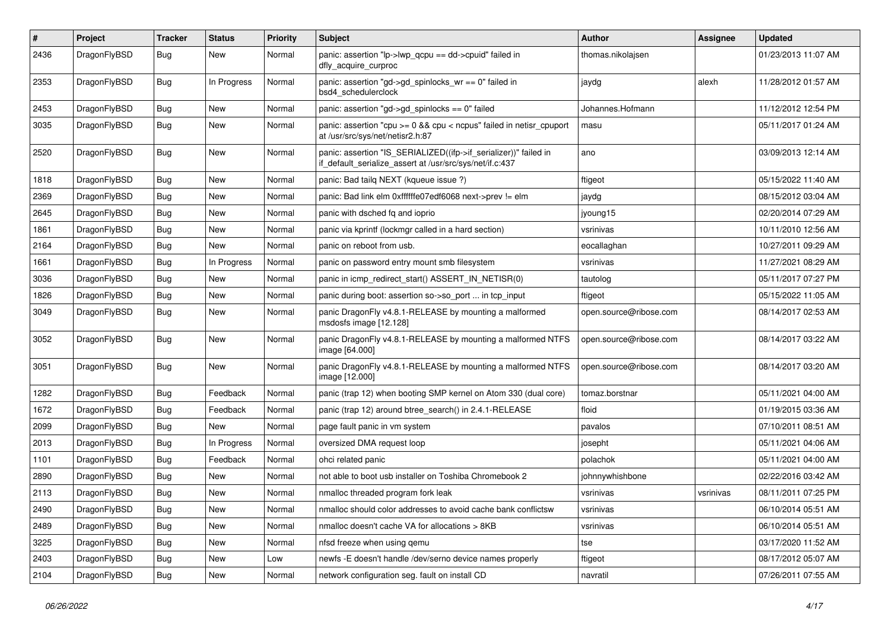| # | Project | Tracker | Status | Priority | Subject | Author | Assignee | Updated |
| --- | --- | --- | --- | --- | --- | --- | --- | --- |
| 2436 | DragonFlyBSD | Bug | New | Normal | panic: assertion "lp->lwp_qcpu == dd->cpuid" failed in dfly_acquire_curproc | thomas.nikolajsen | | 01/23/2013 11:07 AM |
| 2353 | DragonFlyBSD | Bug | In Progress | Normal | panic: assertion "gd->gd_spinlocks_wr == 0" failed in bsd4_schedulerclock | jaydg | alexh | 11/28/2012 01:57 AM |
| 2453 | DragonFlyBSD | Bug | New | Normal | panic: assertion "gd->gd_spinlocks == 0" failed | Johannes.Hofmann | | 11/12/2012 12:54 PM |
| 3035 | DragonFlyBSD | Bug | New | Normal | panic: assertion "cpu >= 0 && cpu < ncpus" failed in netisr_cpuport at /usr/src/sys/net/netisr2.h:87 | masu | | 05/11/2017 01:24 AM |
| 2520 | DragonFlyBSD | Bug | New | Normal | panic: assertion "IS_SERIALIZED((ifp->if_serializer))" failed in if_default_serialize_assert at /usr/src/sys/net/if.c:437 | ano | | 03/09/2013 12:14 AM |
| 1818 | DragonFlyBSD | Bug | New | Normal | panic: Bad tailq NEXT (kqueue issue ?) | ftigeot | | 05/15/2022 11:40 AM |
| 2369 | DragonFlyBSD | Bug | New | Normal | panic: Bad link elm 0xffffffe07edf6068 next->prev != elm | jaydg | | 08/15/2012 03:04 AM |
| 2645 | DragonFlyBSD | Bug | New | Normal | panic with dsched fq and ioprio | jyoung15 | | 02/20/2014 07:29 AM |
| 1861 | DragonFlyBSD | Bug | New | Normal | panic via kprintf (lockmgr called in a hard section) | vsrinivas | | 10/11/2010 12:56 AM |
| 2164 | DragonFlyBSD | Bug | New | Normal | panic on reboot from usb. | eocallaghan | | 10/27/2011 09:29 AM |
| 1661 | DragonFlyBSD | Bug | In Progress | Normal | panic on password entry mount smb filesystem | vsrinivas | | 11/27/2021 08:29 AM |
| 3036 | DragonFlyBSD | Bug | New | Normal | panic in icmp_redirect_start() ASSERT_IN_NETISR(0) | tautolog | | 05/11/2017 07:27 PM |
| 1826 | DragonFlyBSD | Bug | New | Normal | panic during boot: assertion so->so_port ... in tcp_input | ftigeot | | 05/15/2022 11:05 AM |
| 3049 | DragonFlyBSD | Bug | New | Normal | panic DragonFly v4.8.1-RELEASE by mounting a malformed msdosfs image [12.128] | open.source@ribose.com | | 08/14/2017 02:53 AM |
| 3052 | DragonFlyBSD | Bug | New | Normal | panic DragonFly v4.8.1-RELEASE by mounting a malformed NTFS image [64.000] | open.source@ribose.com | | 08/14/2017 03:22 AM |
| 3051 | DragonFlyBSD | Bug | New | Normal | panic DragonFly v4.8.1-RELEASE by mounting a malformed NTFS image [12.000] | open.source@ribose.com | | 08/14/2017 03:20 AM |
| 1282 | DragonFlyBSD | Bug | Feedback | Normal | panic (trap 12) when booting SMP kernel on Atom 330 (dual core) | tomaz.borstnar | | 05/11/2021 04:00 AM |
| 1672 | DragonFlyBSD | Bug | Feedback | Normal | panic (trap 12) around btree_search() in 2.4.1-RELEASE | floid | | 01/19/2015 03:36 AM |
| 2099 | DragonFlyBSD | Bug | New | Normal | page fault panic in vm system | pavalos | | 07/10/2011 08:51 AM |
| 2013 | DragonFlyBSD | Bug | In Progress | Normal | oversized DMA request loop | josepht | | 05/11/2021 04:06 AM |
| 1101 | DragonFlyBSD | Bug | Feedback | Normal | ohci related panic | polachok | | 05/11/2021 04:00 AM |
| 2890 | DragonFlyBSD | Bug | New | Normal | not able to boot usb installer on Toshiba Chromebook 2 | johnnywhishbone | | 02/22/2016 03:42 AM |
| 2113 | DragonFlyBSD | Bug | New | Normal | nmalloc threaded program fork leak | vsrinivas | vsrinivas | 08/11/2011 07:25 PM |
| 2490 | DragonFlyBSD | Bug | New | Normal | nmalloc should color addresses to avoid cache bank conflictsw | vsrinivas | | 06/10/2014 05:51 AM |
| 2489 | DragonFlyBSD | Bug | New | Normal | nmalloc doesn't cache VA for allocations > 8KB | vsrinivas | | 06/10/2014 05:51 AM |
| 3225 | DragonFlyBSD | Bug | New | Normal | nfsd freeze when using qemu | tse | | 03/17/2020 11:52 AM |
| 2403 | DragonFlyBSD | Bug | New | Low | newfs -E doesn't handle /dev/serno device names properly | ftigeot | | 08/17/2012 05:07 AM |
| 2104 | DragonFlyBSD | Bug | New | Normal | network configuration seg. fault on install CD | navratil | | 07/26/2011 07:55 AM |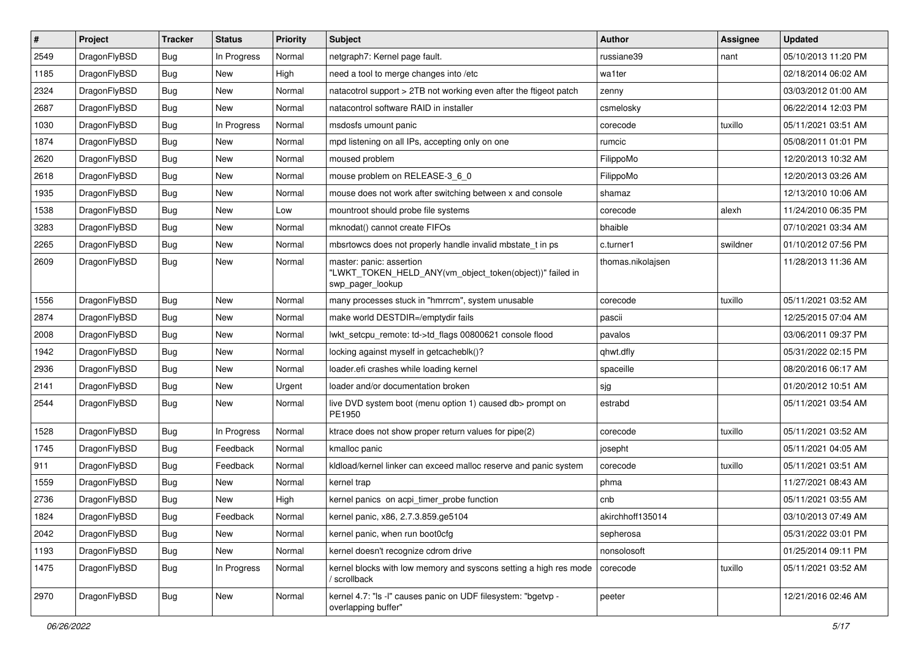| # | Project | Tracker | Status | Priority | Subject | Author | Assignee | Updated |
|---|---|---|---|---|---|---|---|---|
| 2549 | DragonFlyBSD | Bug | In Progress | Normal | netgraph7: Kernel page fault. | russiane39 | nant | 05/10/2013 11:20 PM |
| 1185 | DragonFlyBSD | Bug | New | High | need a tool to merge changes into /etc | wa1ter | | 02/18/2014 06:02 AM |
| 2324 | DragonFlyBSD | Bug | New | Normal | natacotrol support > 2TB not working even after the ftigeot patch | zenny | | 03/03/2012 01:00 AM |
| 2687 | DragonFlyBSD | Bug | New | Normal | natacontrol software RAID in installer | csmelosky | | 06/22/2014 12:03 PM |
| 1030 | DragonFlyBSD | Bug | In Progress | Normal | msdosfs umount panic | corecode | tuxillo | 05/11/2021 03:51 AM |
| 1874 | DragonFlyBSD | Bug | New | Normal | mpd listening on all IPs, accepting only on one | rumcic | | 05/08/2011 01:01 PM |
| 2620 | DragonFlyBSD | Bug | New | Normal | moused problem | FilippoMo | | 12/20/2013 10:32 AM |
| 2618 | DragonFlyBSD | Bug | New | Normal | mouse problem on RELEASE-3_6_0 | FilippoMo | | 12/20/2013 03:26 AM |
| 1935 | DragonFlyBSD | Bug | New | Normal | mouse does not work after switching between x and console | shamaz | | 12/13/2010 10:06 AM |
| 1538 | DragonFlyBSD | Bug | New | Low | mountroot should probe file systems | corecode | alexh | 11/24/2010 06:35 PM |
| 3283 | DragonFlyBSD | Bug | New | Normal | mknodat() cannot create FIFOs | bhaible | | 07/10/2021 03:34 AM |
| 2265 | DragonFlyBSD | Bug | New | Normal | mbsrtowcs does not properly handle invalid mbstate_t in ps | c.turner1 | swildner | 01/10/2012 07:56 PM |
| 2609 | DragonFlyBSD | Bug | New | Normal | master: panic: assertion "LWKT_TOKEN_HELD_ANY(vm_object_token(object))" failed in swp_pager_lookup | thomas.nikolajsen | | 11/28/2013 11:36 AM |
| 1556 | DragonFlyBSD | Bug | New | Normal | many processes stuck in "hmrrcm", system unusable | corecode | tuxillo | 05/11/2021 03:52 AM |
| 2874 | DragonFlyBSD | Bug | New | Normal | make world DESTDIR=/emptydir fails | pascii | | 12/25/2015 07:04 AM |
| 2008 | DragonFlyBSD | Bug | New | Normal | lwkt_setcpu_remote: td->td_flags 00800621 console flood | pavalos | | 03/06/2011 09:37 PM |
| 1942 | DragonFlyBSD | Bug | New | Normal | locking against myself in getcacheblk()? | qhwt.dfly | | 05/31/2022 02:15 PM |
| 2936 | DragonFlyBSD | Bug | New | Normal | loader.efi crashes while loading kernel | spaceille | | 08/20/2016 06:17 AM |
| 2141 | DragonFlyBSD | Bug | New | Urgent | loader and/or documentation broken | sjg | | 01/20/2012 10:51 AM |
| 2544 | DragonFlyBSD | Bug | New | Normal | live DVD system boot (menu option 1) caused db> prompt on PE1950 | estrabd | | 05/11/2021 03:54 AM |
| 1528 | DragonFlyBSD | Bug | In Progress | Normal | ktrace does not show proper return values for pipe(2) | corecode | tuxillo | 05/11/2021 03:52 AM |
| 1745 | DragonFlyBSD | Bug | Feedback | Normal | kmalloc panic | josepht | | 05/11/2021 04:05 AM |
| 911 | DragonFlyBSD | Bug | Feedback | Normal | kldload/kernel linker can exceed malloc reserve and panic system | corecode | tuxillo | 05/11/2021 03:51 AM |
| 1559 | DragonFlyBSD | Bug | New | Normal | kernel trap | phma | | 11/27/2021 08:43 AM |
| 2736 | DragonFlyBSD | Bug | New | High | kernel panics on acpi_timer_probe function | cnb | | 05/11/2021 03:55 AM |
| 1824 | DragonFlyBSD | Bug | Feedback | Normal | kernel panic, x86, 2.7.3.859.ge5104 | akirchhoff135014 | | 03/10/2013 07:49 AM |
| 2042 | DragonFlyBSD | Bug | New | Normal | kernel panic, when run boot0cfg | sepherosa | | 05/31/2022 03:01 PM |
| 1193 | DragonFlyBSD | Bug | New | Normal | kernel doesn't recognize cdrom drive | nonsolosoft | | 01/25/2014 09:11 PM |
| 1475 | DragonFlyBSD | Bug | In Progress | Normal | kernel blocks with low memory and syscons setting a high res mode / scrollback | corecode | tuxillo | 05/11/2021 03:52 AM |
| 2970 | DragonFlyBSD | Bug | New | Normal | kernel 4.7: "ls -l" causes panic on UDF filesystem: "bgetvp - overlapping buffer" | peeter | | 12/21/2016 02:46 AM |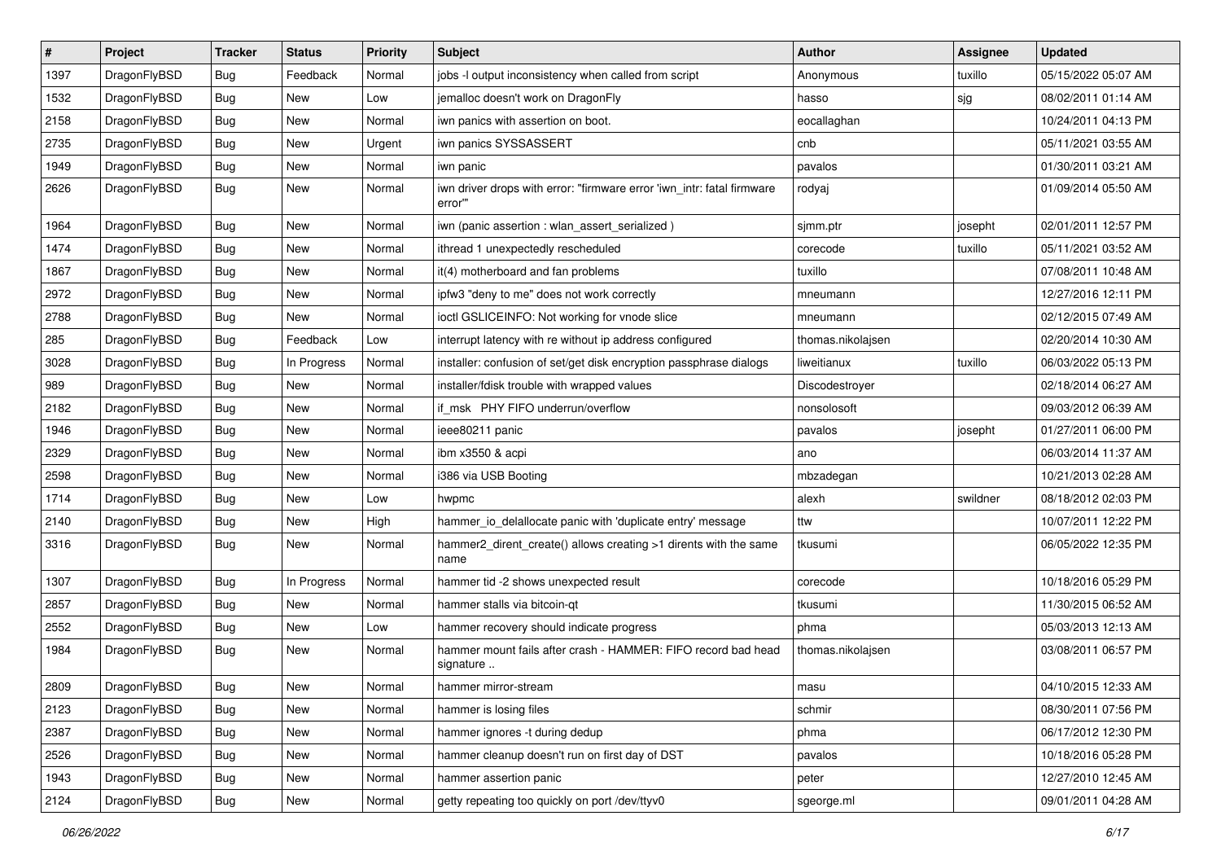| # | Project | Tracker | Status | Priority | Subject | Author | Assignee | Updated |
|---|---|---|---|---|---|---|---|---|
| 1397 | DragonFlyBSD | Bug | Feedback | Normal | jobs -l output inconsistency when called from script | Anonymous | tuxillo | 05/15/2022 05:07 AM |
| 1532 | DragonFlyBSD | Bug | New | Low | jemalloc doesn't work on DragonFly | hasso | sjg | 08/02/2011 01:14 AM |
| 2158 | DragonFlyBSD | Bug | New | Normal | iwn panics with assertion on boot. | eocallaghan | | 10/24/2011 04:13 PM |
| 2735 | DragonFlyBSD | Bug | New | Urgent | iwn panics SYSSASSERT | cnb | | 05/11/2021 03:55 AM |
| 1949 | DragonFlyBSD | Bug | New | Normal | iwn panic | pavalos | | 01/30/2011 03:21 AM |
| 2626 | DragonFlyBSD | Bug | New | Normal | iwn driver drops with error: "firmware error 'iwn_intr: fatal firmware error'" | rodyaj | | 01/09/2014 05:50 AM |
| 1964 | DragonFlyBSD | Bug | New | Normal | iwn (panic assertion : wlan_assert_serialized ) | sjmm.ptr | josepht | 02/01/2011 12:57 PM |
| 1474 | DragonFlyBSD | Bug | New | Normal | ithread 1 unexpectedly rescheduled | corecode | tuxillo | 05/11/2021 03:52 AM |
| 1867 | DragonFlyBSD | Bug | New | Normal | it(4) motherboard and fan problems | tuxillo | | 07/08/2011 10:48 AM |
| 2972 | DragonFlyBSD | Bug | New | Normal | ipfw3 "deny to me" does not work correctly | mneumann | | 12/27/2016 12:11 PM |
| 2788 | DragonFlyBSD | Bug | New | Normal | ioctl GSLICEINFO: Not working for vnode slice | mneumann | | 02/12/2015 07:49 AM |
| 285 | DragonFlyBSD | Bug | Feedback | Low | interrupt latency with re without ip address configured | thomas.nikolajsen | | 02/20/2014 10:30 AM |
| 3028 | DragonFlyBSD | Bug | In Progress | Normal | installer: confusion of set/get disk encryption passphrase dialogs | liweitianux | tuxillo | 06/03/2022 05:13 PM |
| 989 | DragonFlyBSD | Bug | New | Normal | installer/fdisk trouble with wrapped values | Discodestroyer | | 02/18/2014 06:27 AM |
| 2182 | DragonFlyBSD | Bug | New | Normal | if_msk PHY FIFO underrun/overflow | nonsolosoft | | 09/03/2012 06:39 AM |
| 1946 | DragonFlyBSD | Bug | New | Normal | ieee80211 panic | pavalos | josepht | 01/27/2011 06:00 PM |
| 2329 | DragonFlyBSD | Bug | New | Normal | ibm x3550 & acpi | ano | | 06/03/2014 11:37 AM |
| 2598 | DragonFlyBSD | Bug | New | Normal | i386 via USB Booting | mbzadegan | | 10/21/2013 02:28 AM |
| 1714 | DragonFlyBSD | Bug | New | Low | hwpmc | alexh | swildner | 08/18/2012 02:03 PM |
| 2140 | DragonFlyBSD | Bug | New | High | hammer_io_delallocate panic with 'duplicate entry' message | ttw | | 10/07/2011 12:22 PM |
| 3316 | DragonFlyBSD | Bug | New | Normal | hammer2_dirent_create() allows creating >1 dirents with the same name | tkusumi | | 06/05/2022 12:35 PM |
| 1307 | DragonFlyBSD | Bug | In Progress | Normal | hammer tid -2 shows unexpected result | corecode | | 10/18/2016 05:29 PM |
| 2857 | DragonFlyBSD | Bug | New | Normal | hammer stalls via bitcoin-qt | tkusumi | | 11/30/2015 06:52 AM |
| 2552 | DragonFlyBSD | Bug | New | Low | hammer recovery should indicate progress | phma | | 05/03/2013 12:13 AM |
| 1984 | DragonFlyBSD | Bug | New | Normal | hammer mount fails after crash - HAMMER: FIFO record bad head signature .. | thomas.nikolajsen | | 03/08/2011 06:57 PM |
| 2809 | DragonFlyBSD | Bug | New | Normal | hammer mirror-stream | masu | | 04/10/2015 12:33 AM |
| 2123 | DragonFlyBSD | Bug | New | Normal | hammer is losing files | schmir | | 08/30/2011 07:56 PM |
| 2387 | DragonFlyBSD | Bug | New | Normal | hammer ignores -t during dedup | phma | | 06/17/2012 12:30 PM |
| 2526 | DragonFlyBSD | Bug | New | Normal | hammer cleanup doesn't run on first day of DST | pavalos | | 10/18/2016 05:28 PM |
| 1943 | DragonFlyBSD | Bug | New | Normal | hammer assertion panic | peter | | 12/27/2010 12:45 AM |
| 2124 | DragonFlyBSD | Bug | New | Normal | getty repeating too quickly on port /dev/ttyv0 | sgeorge.ml | | 09/01/2011 04:28 AM |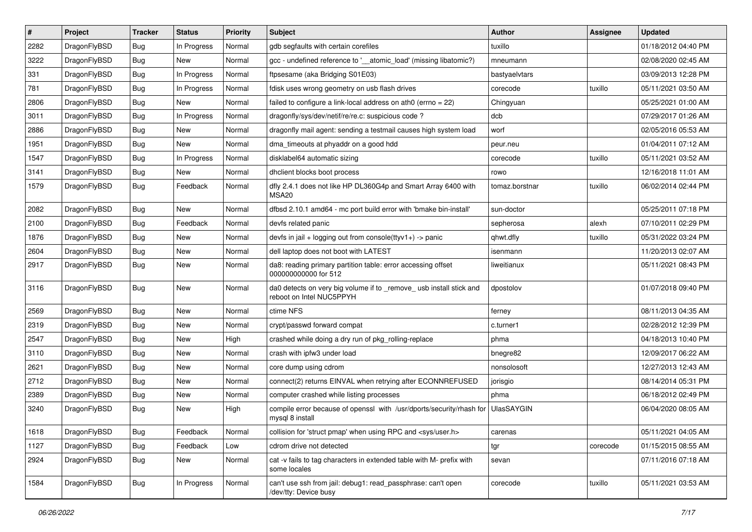| # | Project | Tracker | Status | Priority | Subject | Author | Assignee | Updated |
|---|---|---|---|---|---|---|---|---|
| 2282 | DragonFlyBSD | Bug | In Progress | Normal | gdb segfaults with certain corefiles | tuxillo | | 01/18/2012 04:40 PM |
| 3222 | DragonFlyBSD | Bug | New | Normal | gcc - undefined reference to '__atomic_load' (missing libatomic?) | mneumann | | 02/08/2020 02:45 AM |
| 331 | DragonFlyBSD | Bug | In Progress | Normal | ftpsesame (aka Bridging S01E03) | bastyaelvtars | | 03/09/2013 12:28 PM |
| 781 | DragonFlyBSD | Bug | In Progress | Normal | fdisk uses wrong geometry on usb flash drives | corecode | tuxillo | 05/11/2021 03:50 AM |
| 2806 | DragonFlyBSD | Bug | New | Normal | failed to configure a link-local address on ath0 (errno = 22) | Chingyuan | | 05/25/2021 01:00 AM |
| 3011 | DragonFlyBSD | Bug | In Progress | Normal | dragonfly/sys/dev/netif/re/re.c: suspicious code ? | dcb | | 07/29/2017 01:26 AM |
| 2886 | DragonFlyBSD | Bug | New | Normal | dragonfly mail agent: sending a testmail causes high system load | worf | | 02/05/2016 05:53 AM |
| 1951 | DragonFlyBSD | Bug | New | Normal | dma_timeouts at phyaddr on a good hdd | peur.neu | | 01/04/2011 07:12 AM |
| 1547 | DragonFlyBSD | Bug | In Progress | Normal | disklabel64 automatic sizing | corecode | tuxillo | 05/11/2021 03:52 AM |
| 3141 | DragonFlyBSD | Bug | New | Normal | dhclient blocks boot process | rowo | | 12/16/2018 11:01 AM |
| 1579 | DragonFlyBSD | Bug | Feedback | Normal | dfly 2.4.1 does not like HP DL360G4p and Smart Array 6400 with MSA20 | tomaz.borstnar | tuxillo | 06/02/2014 02:44 PM |
| 2082 | DragonFlyBSD | Bug | New | Normal | dfbsd 2.10.1 amd64 - mc port build error with 'bmake bin-install' | sun-doctor | | 05/25/2011 07:18 PM |
| 2100 | DragonFlyBSD | Bug | Feedback | Normal | devfs related panic | sepherosa | alexh | 07/10/2011 02:29 PM |
| 1876 | DragonFlyBSD | Bug | New | Normal | devfs in jail + logging out from console(ttyv1+) -> panic | qhwt.dfly | tuxillo | 05/31/2022 03:24 PM |
| 2604 | DragonFlyBSD | Bug | New | Normal | dell laptop does not boot with LATEST | isenmann | | 11/20/2013 02:07 AM |
| 2917 | DragonFlyBSD | Bug | New | Normal | da8: reading primary partition table: error accessing offset 000000000000 for 512 | liweitianux | | 05/11/2021 08:43 PM |
| 3116 | DragonFlyBSD | Bug | New | Normal | da0 detects on very big volume if to _remove_ usb install stick and reboot on Intel NUC5PPYH | dpostolov | | 01/07/2018 09:40 PM |
| 2569 | DragonFlyBSD | Bug | New | Normal | ctime NFS | ferney | | 08/11/2013 04:35 AM |
| 2319 | DragonFlyBSD | Bug | New | Normal | crypt/passwd forward compat | c.turner1 | | 02/28/2012 12:39 PM |
| 2547 | DragonFlyBSD | Bug | New | High | crashed while doing a dry run of pkg_rolling-replace | phma | | 04/18/2013 10:40 PM |
| 3110 | DragonFlyBSD | Bug | New | Normal | crash with ipfw3 under load | bnegre82 | | 12/09/2017 06:22 AM |
| 2621 | DragonFlyBSD | Bug | New | Normal | core dump using cdrom | nonsolosoft | | 12/27/2013 12:43 AM |
| 2712 | DragonFlyBSD | Bug | New | Normal | connect(2) returns EINVAL when retrying after ECONNREFUSED | jorisgio | | 08/14/2014 05:31 PM |
| 2389 | DragonFlyBSD | Bug | New | Normal | computer crashed while listing processes | phma | | 06/18/2012 02:49 PM |
| 3240 | DragonFlyBSD | Bug | New | High | compile error because of openssl with /usr/dports/security/rhash for mysql 8 install | UlasSAYGIN | | 06/04/2020 08:05 AM |
| 1618 | DragonFlyBSD | Bug | Feedback | Normal | collision for 'struct pmap' when using RPC and <sys/user.h> | carenas | | 05/11/2021 04:05 AM |
| 1127 | DragonFlyBSD | Bug | Feedback | Low | cdrom drive not detected | tgr | corecode | 01/15/2015 08:55 AM |
| 2924 | DragonFlyBSD | Bug | New | Normal | cat -v fails to tag characters in extended table with M- prefix with some locales | sevan | | 07/11/2016 07:18 AM |
| 1584 | DragonFlyBSD | Bug | In Progress | Normal | can't use ssh from jail: debug1: read_passphrase: can't open /dev/tty: Device busy | corecode | tuxillo | 05/11/2021 03:53 AM |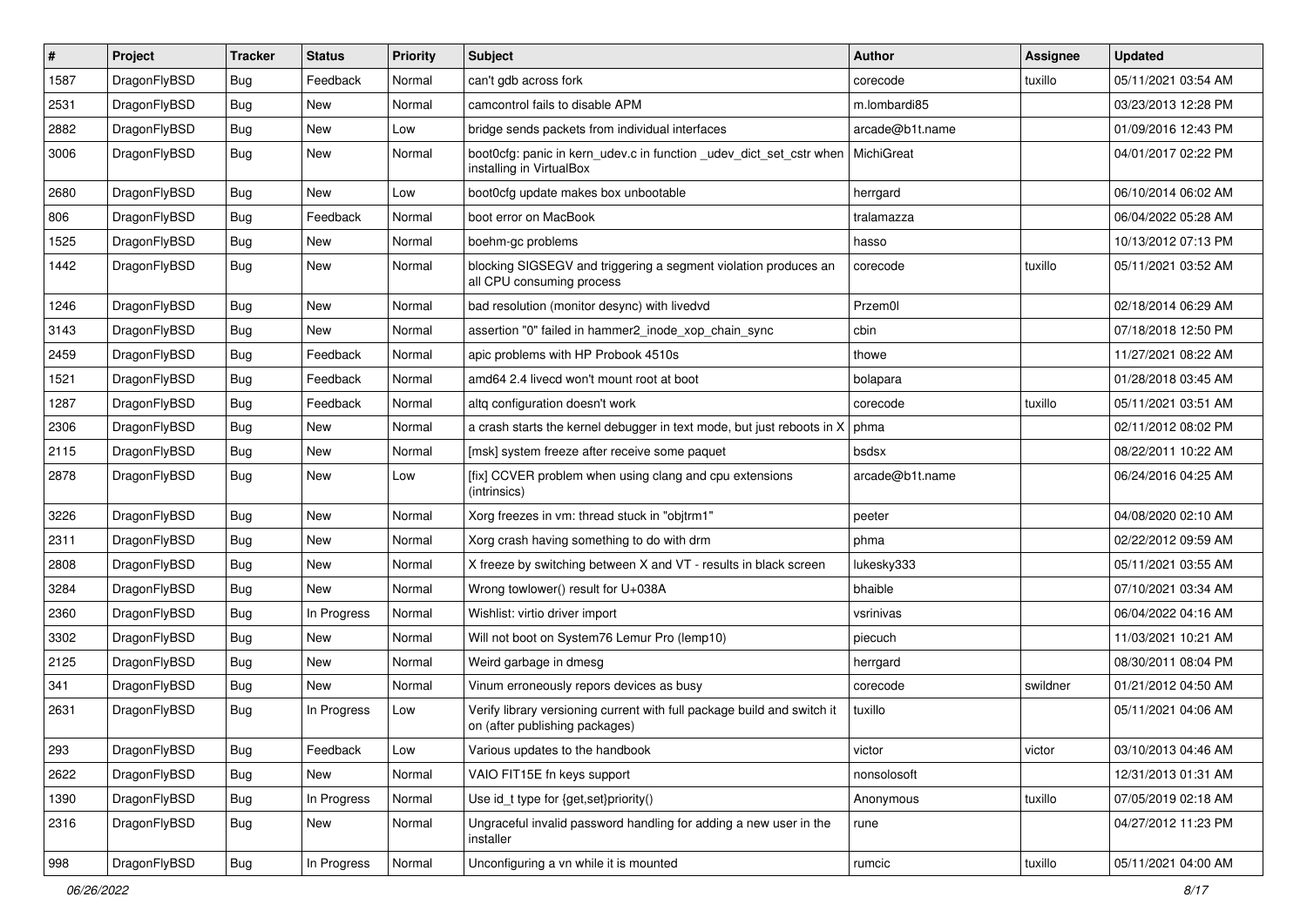| # | Project | Tracker | Status | Priority | Subject | Author | Assignee | Updated |
|---|---|---|---|---|---|---|---|---|
| 1587 | DragonFlyBSD | Bug | Feedback | Normal | can't gdb across fork | corecode | tuxillo | 05/11/2021 03:54 AM |
| 2531 | DragonFlyBSD | Bug | New | Normal | camcontrol fails to disable APM | m.lombardi85 | | 03/23/2013 12:28 PM |
| 2882 | DragonFlyBSD | Bug | New | Low | bridge sends packets from individual interfaces | arcade@b1t.name | | 01/09/2016 12:43 PM |
| 3006 | DragonFlyBSD | Bug | New | Normal | boot0cfg: panic in kern_udev.c in function _udev_dict_set_cstr when installing in VirtualBox | MichiGreat | | 04/01/2017 02:22 PM |
| 2680 | DragonFlyBSD | Bug | New | Low | boot0cfg update makes box unbootable | herrgard | | 06/10/2014 06:02 AM |
| 806 | DragonFlyBSD | Bug | Feedback | Normal | boot error on MacBook | tralamazza | | 06/04/2022 05:28 AM |
| 1525 | DragonFlyBSD | Bug | New | Normal | boehm-gc problems | hasso | | 10/13/2012 07:13 PM |
| 1442 | DragonFlyBSD | Bug | New | Normal | blocking SIGSEGV and triggering a segment violation produces an all CPU consuming process | corecode | tuxillo | 05/11/2021 03:52 AM |
| 1246 | DragonFlyBSD | Bug | New | Normal | bad resolution (monitor desync) with livedvd | Przem0l | | 02/18/2014 06:29 AM |
| 3143 | DragonFlyBSD | Bug | New | Normal | assertion "0" failed in hammer2_inode_xop_chain_sync | cbin | | 07/18/2018 12:50 PM |
| 2459 | DragonFlyBSD | Bug | Feedback | Normal | apic problems with HP Probook 4510s | thowe | | 11/27/2021 08:22 AM |
| 1521 | DragonFlyBSD | Bug | Feedback | Normal | amd64 2.4 livecd won't mount root at boot | bolapara | | 01/28/2018 03:45 AM |
| 1287 | DragonFlyBSD | Bug | Feedback | Normal | altq configuration doesn't work | corecode | tuxillo | 05/11/2021 03:51 AM |
| 2306 | DragonFlyBSD | Bug | New | Normal | a crash starts the kernel debugger in text mode, but just reboots in X | phma | | 02/11/2012 08:02 PM |
| 2115 | DragonFlyBSD | Bug | New | Normal | [msk] system freeze after receive some paquet | bsdsx | | 08/22/2011 10:22 AM |
| 2878 | DragonFlyBSD | Bug | New | Low | [fix] CCVER problem when using clang and cpu extensions (intrinsics) | arcade@b1t.name | | 06/24/2016 04:25 AM |
| 3226 | DragonFlyBSD | Bug | New | Normal | Xorg freezes in vm: thread stuck in "objtrm1" | peeter | | 04/08/2020 02:10 AM |
| 2311 | DragonFlyBSD | Bug | New | Normal | Xorg crash having something to do with drm | phma | | 02/22/2012 09:59 AM |
| 2808 | DragonFlyBSD | Bug | New | Normal | X freeze by switching between X and VT - results in black screen | lukesky333 | | 05/11/2021 03:55 AM |
| 3284 | DragonFlyBSD | Bug | New | Normal | Wrong towlower() result for U+038A | bhaible | | 07/10/2021 03:34 AM |
| 2360 | DragonFlyBSD | Bug | In Progress | Normal | Wishlist: virtio driver import | vsrinivas | | 06/04/2022 04:16 AM |
| 3302 | DragonFlyBSD | Bug | New | Normal | Will not boot on System76 Lemur Pro (lemp10) | piecuch | | 11/03/2021 10:21 AM |
| 2125 | DragonFlyBSD | Bug | New | Normal | Weird garbage in dmesg | herrgard | | 08/30/2011 08:04 PM |
| 341 | DragonFlyBSD | Bug | New | Normal | Vinum erroneously repors devices as busy | corecode | swildner | 01/21/2012 04:50 AM |
| 2631 | DragonFlyBSD | Bug | In Progress | Low | Verify library versioning current with full package build and switch it on (after publishing packages) | tuxillo | | 05/11/2021 04:06 AM |
| 293 | DragonFlyBSD | Bug | Feedback | Low | Various updates to the handbook | victor | victor | 03/10/2013 04:46 AM |
| 2622 | DragonFlyBSD | Bug | New | Normal | VAIO FIT15E fn keys support | nonsolosoft | | 12/31/2013 01:31 AM |
| 1390 | DragonFlyBSD | Bug | In Progress | Normal | Use id_t type for {get,set}priority() | Anonymous | tuxillo | 07/05/2019 02:18 AM |
| 2316 | DragonFlyBSD | Bug | New | Normal | Ungraceful invalid password handling for adding a new user in the installer | rune | | 04/27/2012 11:23 PM |
| 998 | DragonFlyBSD | Bug | In Progress | Normal | Unconfiguring a vn while it is mounted | rumcic | tuxillo | 05/11/2021 04:00 AM |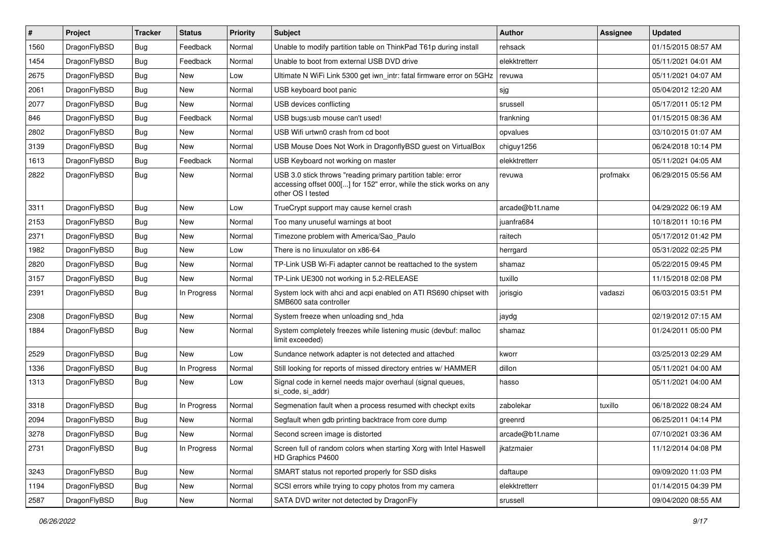| # | Project | Tracker | Status | Priority | Subject | Author | Assignee | Updated |
|---|---|---|---|---|---|---|---|---|
| 1560 | DragonFlyBSD | Bug | Feedback | Normal | Unable to modify partition table on ThinkPad T61p during install | rehsack | | 01/15/2015 08:57 AM |
| 1454 | DragonFlyBSD | Bug | Feedback | Normal | Unable to boot from external USB DVD drive | elekktretterr | | 05/11/2021 04:01 AM |
| 2675 | DragonFlyBSD | Bug | New | Low | Ultimate N WiFi Link 5300 get iwn_intr: fatal firmware error on 5GHz | revuwa | | 05/11/2021 04:07 AM |
| 2061 | DragonFlyBSD | Bug | New | Normal | USB keyboard boot panic | sjg | | 05/04/2012 12:20 AM |
| 2077 | DragonFlyBSD | Bug | New | Normal | USB devices conflicting | srussell | | 05/17/2011 05:12 PM |
| 846 | DragonFlyBSD | Bug | Feedback | Normal | USB bugs:usb mouse can't used! | frankning | | 01/15/2015 08:36 AM |
| 2802 | DragonFlyBSD | Bug | New | Normal | USB Wifi urtwn0 crash from cd boot | opvalues | | 03/10/2015 01:07 AM |
| 3139 | DragonFlyBSD | Bug | New | Normal | USB Mouse Does Not Work in DragonflyBSD guest on VirtualBox | chiguy1256 | | 06/24/2018 10:14 PM |
| 1613 | DragonFlyBSD | Bug | Feedback | Normal | USB Keyboard not working on master | elekktretterr | | 05/11/2021 04:05 AM |
| 2822 | DragonFlyBSD | Bug | New | Normal | USB 3.0 stick throws "reading primary partition table: error accessing offset 000[...] for 152" error, while the stick works on any other OS I tested | revuwa | profmakx | 06/29/2015 05:56 AM |
| 3311 | DragonFlyBSD | Bug | New | Low | TrueCrypt support may cause kernel crash | arcade@b1t.name | | 04/29/2022 06:19 AM |
| 2153 | DragonFlyBSD | Bug | New | Normal | Too many unuseful warnings at boot | juanfra684 | | 10/18/2011 10:16 PM |
| 2371 | DragonFlyBSD | Bug | New | Normal | Timezone problem with America/Sao_Paulo | raitech | | 05/17/2012 01:42 PM |
| 1982 | DragonFlyBSD | Bug | New | Low | There is no linuxulator on x86-64 | herrgard | | 05/31/2022 02:25 PM |
| 2820 | DragonFlyBSD | Bug | New | Normal | TP-Link USB Wi-Fi adapter cannot be reattached to the system | shamaz | | 05/22/2015 09:45 PM |
| 3157 | DragonFlyBSD | Bug | New | Normal | TP-Link UE300 not working in 5.2-RELEASE | tuxillo | | 11/15/2018 02:08 PM |
| 2391 | DragonFlyBSD | Bug | In Progress | Normal | System lock with ahci and acpi enabled on ATI RS690 chipset with SMB600 sata controller | jorisgio | vadaszi | 06/03/2015 03:51 PM |
| 2308 | DragonFlyBSD | Bug | New | Normal | System freeze when unloading snd_hda | jaydg | | 02/19/2012 07:15 AM |
| 1884 | DragonFlyBSD | Bug | New | Normal | System completely freezes while listening music (devbuf: malloc limit exceeded) | shamaz | | 01/24/2011 05:00 PM |
| 2529 | DragonFlyBSD | Bug | New | Low | Sundance network adapter is not detected and attached | kworr | | 03/25/2013 02:29 AM |
| 1336 | DragonFlyBSD | Bug | In Progress | Normal | Still looking for reports of missed directory entries w/ HAMMER | dillon | | 05/11/2021 04:00 AM |
| 1313 | DragonFlyBSD | Bug | New | Low | Signal code in kernel needs major overhaul (signal queues, si_code, si_addr) | hasso | | 05/11/2021 04:00 AM |
| 3318 | DragonFlyBSD | Bug | In Progress | Normal | Segmenation fault when a process resumed with checkpt exits | zabolekar | tuxillo | 06/18/2022 08:24 AM |
| 2094 | DragonFlyBSD | Bug | New | Normal | Segfault when gdb printing backtrace from core dump | greenrd | | 06/25/2011 04:14 PM |
| 3278 | DragonFlyBSD | Bug | New | Normal | Second screen image is distorted | arcade@b1t.name | | 07/10/2021 03:36 AM |
| 2731 | DragonFlyBSD | Bug | In Progress | Normal | Screen full of random colors when starting Xorg with Intel Haswell HD Graphics P4600 | jkatzmaier | | 11/12/2014 04:08 PM |
| 3243 | DragonFlyBSD | Bug | New | Normal | SMART status not reported properly for SSD disks | daftaupe | | 09/09/2020 11:03 PM |
| 1194 | DragonFlyBSD | Bug | New | Normal | SCSI errors while trying to copy photos from my camera | elekktretterr | | 01/14/2015 04:39 PM |
| 2587 | DragonFlyBSD | Bug | New | Normal | SATA DVD writer not detected by DragonFly | srussell | | 09/04/2020 08:55 AM |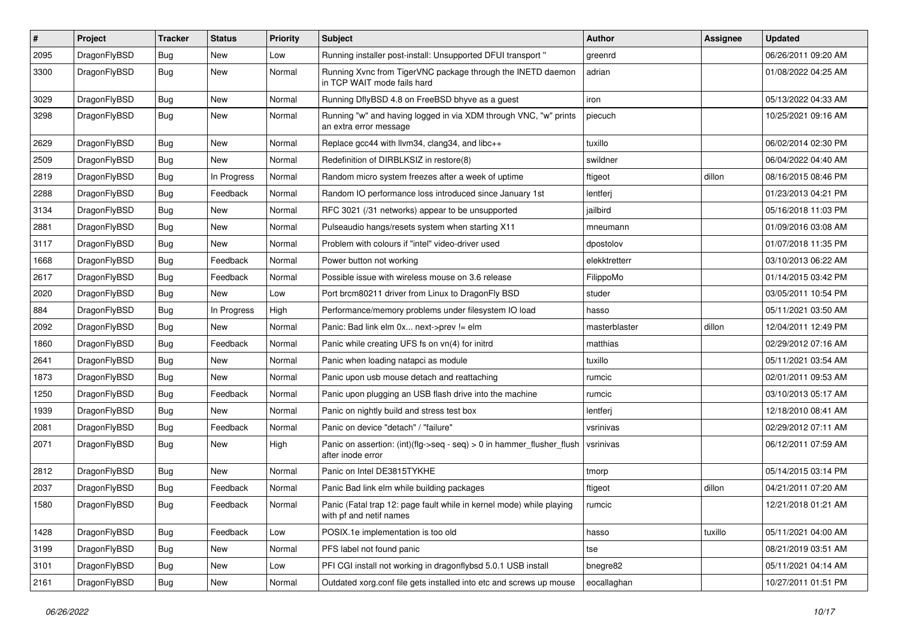| # | Project | Tracker | Status | Priority | Subject | Author | Assignee | Updated |
|---|---|---|---|---|---|---|---|---|
| 2095 | DragonFlyBSD | Bug | New | Low | Running installer post-install: Unsupported DFUI transport " | greenrd | | 06/26/2011 09:20 AM |
| 3300 | DragonFlyBSD | Bug | New | Normal | Running Xvnc from TigerVNC package through the INETD daemon in TCP WAIT mode fails hard | adrian | | 01/08/2022 04:25 AM |
| 3029 | DragonFlyBSD | Bug | New | Normal | Running DflyBSD 4.8 on FreeBSD bhyve as a guest | iron | | 05/13/2022 04:33 AM |
| 3298 | DragonFlyBSD | Bug | New | Normal | Running "w" and having logged in via XDM through VNC, "w" prints an extra error message | piecuch | | 10/25/2021 09:16 AM |
| 2629 | DragonFlyBSD | Bug | New | Normal | Replace gcc44 with llvm34, clang34, and libc++ | tuxillo | | 06/02/2014 02:30 PM |
| 2509 | DragonFlyBSD | Bug | New | Normal | Redefinition of DIRBLKSIZ in restore(8) | swildner | | 06/04/2022 04:40 AM |
| 2819 | DragonFlyBSD | Bug | In Progress | Normal | Random micro system freezes after a week of uptime | ftigeot | dillon | 08/16/2015 08:46 PM |
| 2288 | DragonFlyBSD | Bug | Feedback | Normal | Random IO performance loss introduced since January 1st | lentferj | | 01/23/2013 04:21 PM |
| 3134 | DragonFlyBSD | Bug | New | Normal | RFC 3021 (/31 networks) appear to be unsupported | jailbird | | 05/16/2018 11:03 PM |
| 2881 | DragonFlyBSD | Bug | New | Normal | Pulseaudio hangs/resets system when starting X11 | mneumann | | 01/09/2016 03:08 AM |
| 3117 | DragonFlyBSD | Bug | New | Normal | Problem with colours if "intel" video-driver used | dpostolov | | 01/07/2018 11:35 PM |
| 1668 | DragonFlyBSD | Bug | Feedback | Normal | Power button not working | elekktretterr | | 03/10/2013 06:22 AM |
| 2617 | DragonFlyBSD | Bug | Feedback | Normal | Possible issue with wireless mouse on 3.6 release | FilippoMo | | 01/14/2015 03:42 PM |
| 2020 | DragonFlyBSD | Bug | New | Low | Port brcm80211 driver from Linux to DragonFly BSD | studer | | 03/05/2011 10:54 PM |
| 884 | DragonFlyBSD | Bug | In Progress | High | Performance/memory problems under filesystem IO load | hasso | | 05/11/2021 03:50 AM |
| 2092 | DragonFlyBSD | Bug | New | Normal | Panic: Bad link elm 0x... next->prev != elm | masterblaster | dillon | 12/04/2011 12:49 PM |
| 1860 | DragonFlyBSD | Bug | Feedback | Normal | Panic while creating UFS fs on vn(4) for initrd | matthias | | 02/29/2012 07:16 AM |
| 2641 | DragonFlyBSD | Bug | New | Normal | Panic when loading natapci as module | tuxillo | | 05/11/2021 03:54 AM |
| 1873 | DragonFlyBSD | Bug | New | Normal | Panic upon usb mouse detach and reattaching | rumcic | | 02/01/2011 09:53 AM |
| 1250 | DragonFlyBSD | Bug | Feedback | Normal | Panic upon plugging an USB flash drive into the machine | rumcic | | 03/10/2013 05:17 AM |
| 1939 | DragonFlyBSD | Bug | New | Normal | Panic on nightly build and stress test box | lentferj | | 12/18/2010 08:41 AM |
| 2081 | DragonFlyBSD | Bug | Feedback | Normal | Panic on device "detach" / "failure" | vsrinivas | | 02/29/2012 07:11 AM |
| 2071 | DragonFlyBSD | Bug | New | High | Panic on assertion: (int)(flg->seq - seq) > 0 in hammer_flusher_flush after inode error | vsrinivas | | 06/12/2011 07:59 AM |
| 2812 | DragonFlyBSD | Bug | New | Normal | Panic on Intel DE3815TYKHE | tmorp | | 05/14/2015 03:14 PM |
| 2037 | DragonFlyBSD | Bug | Feedback | Normal | Panic Bad link elm while building packages | ftigeot | dillon | 04/21/2011 07:20 AM |
| 1580 | DragonFlyBSD | Bug | Feedback | Normal | Panic (Fatal trap 12: page fault while in kernel mode) while playing with pf and netif names | rumcic | | 12/21/2018 01:21 AM |
| 1428 | DragonFlyBSD | Bug | Feedback | Low | POSIX.1e implementation is too old | hasso | tuxillo | 05/11/2021 04:00 AM |
| 3199 | DragonFlyBSD | Bug | New | Normal | PFS label not found panic | tse | | 08/21/2019 03:51 AM |
| 3101 | DragonFlyBSD | Bug | New | Low | PFI CGI install not working in dragonflybsd 5.0.1 USB install | bnegre82 | | 05/11/2021 04:14 AM |
| 2161 | DragonFlyBSD | Bug | New | Normal | Outdated xorg.conf file gets installed into etc and screws up mouse | eocallaghan | | 10/27/2011 01:51 PM |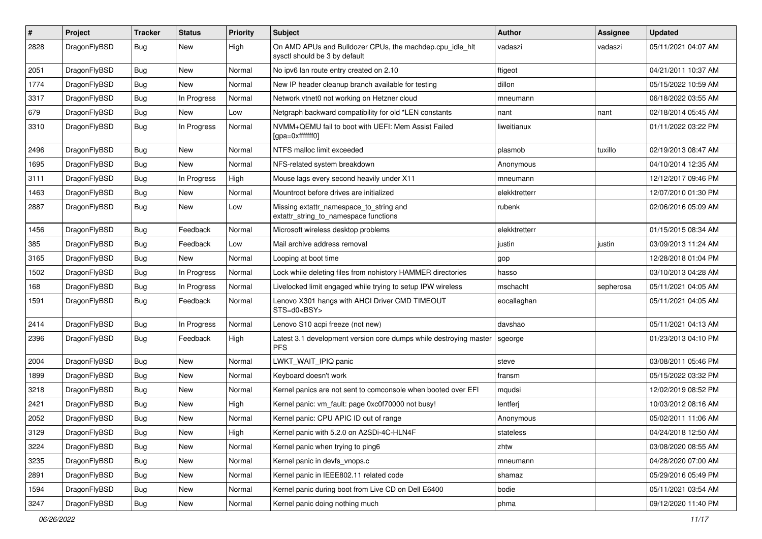| # | Project | Tracker | Status | Priority | Subject | Author | Assignee | Updated |
|---|---|---|---|---|---|---|---|---|
| 2828 | DragonFlyBSD | Bug | New | High | On AMD APUs and Bulldozer CPUs, the machdep.cpu_idle_hlt sysctl should be 3 by default | vadaszi | vadaszi | 05/11/2021 04:07 AM |
| 2051 | DragonFlyBSD | Bug | New | Normal | No ipv6 lan route entry created on 2.10 | ftigeot | | 04/21/2011 10:37 AM |
| 1774 | DragonFlyBSD | Bug | New | Normal | New IP header cleanup branch available for testing | dillon | | 05/15/2022 10:59 AM |
| 3317 | DragonFlyBSD | Bug | In Progress | Normal | Network vtnet0 not working on Hetzner cloud | mneumann | | 06/18/2022 03:55 AM |
| 679 | DragonFlyBSD | Bug | New | Low | Netgraph backward compatibility for old *LEN constants | nant | nant | 02/18/2014 05:45 AM |
| 3310 | DragonFlyBSD | Bug | In Progress | Normal | NVMM+QEMU fail to boot with UEFI: Mem Assist Failed [gpa=0xfffffff0] | liweitianux | | 01/11/2022 03:22 PM |
| 2496 | DragonFlyBSD | Bug | New | Normal | NTFS malloc limit exceeded | plasmob | tuxillo | 02/19/2013 08:47 AM |
| 1695 | DragonFlyBSD | Bug | New | Normal | NFS-related system breakdown | Anonymous | | 04/10/2014 12:35 AM |
| 3111 | DragonFlyBSD | Bug | In Progress | High | Mouse lags every second heavily under X11 | mneumann | | 12/12/2017 09:46 PM |
| 1463 | DragonFlyBSD | Bug | New | Normal | Mountroot before drives are initialized | elekktretterr | | 12/07/2010 01:30 PM |
| 2887 | DragonFlyBSD | Bug | New | Low | Missing extattr_namespace_to_string and extattr_string_to_namespace functions | rubenk | | 02/06/2016 05:09 AM |
| 1456 | DragonFlyBSD | Bug | Feedback | Normal | Microsoft wireless desktop problems | elekktretterr | | 01/15/2015 08:34 AM |
| 385 | DragonFlyBSD | Bug | Feedback | Low | Mail archive address removal | justin | justin | 03/09/2013 11:24 AM |
| 3165 | DragonFlyBSD | Bug | New | Normal | Looping at boot time | gop | | 12/28/2018 01:04 PM |
| 1502 | DragonFlyBSD | Bug | In Progress | Normal | Lock while deleting files from nohistory HAMMER directories | hasso | | 03/10/2013 04:28 AM |
| 168 | DragonFlyBSD | Bug | In Progress | Normal | Livelocked limit engaged while trying to setup IPW wireless | mschacht | sepherosa | 05/11/2021 04:05 AM |
| 1591 | DragonFlyBSD | Bug | Feedback | Normal | Lenovo X301 hangs with AHCI Driver CMD TIMEOUT STS=d0<BSY> | eocallaghan | | 05/11/2021 04:05 AM |
| 2414 | DragonFlyBSD | Bug | In Progress | Normal | Lenovo S10 acpi freeze (not new) | davshao | | 05/11/2021 04:13 AM |
| 2396 | DragonFlyBSD | Bug | Feedback | High | Latest 3.1 development version core dumps while destroying master PFS | sgeorge | | 01/23/2013 04:10 PM |
| 2004 | DragonFlyBSD | Bug | New | Normal | LWKT_WAIT_IPIQ panic | steve | | 03/08/2011 05:46 PM |
| 1899 | DragonFlyBSD | Bug | New | Normal | Keyboard doesn't work | fransm | | 05/15/2022 03:32 PM |
| 3218 | DragonFlyBSD | Bug | New | Normal | Kernel panics are not sent to comconsole when booted over EFI | mqudsi | | 12/02/2019 08:52 PM |
| 2421 | DragonFlyBSD | Bug | New | High | Kernel panic: vm_fault: page 0xc0f70000 not busy! | lentferj | | 10/03/2012 08:16 AM |
| 2052 | DragonFlyBSD | Bug | New | Normal | Kernel panic: CPU APIC ID out of range | Anonymous | | 05/02/2011 11:06 AM |
| 3129 | DragonFlyBSD | Bug | New | High | Kernel panic with 5.2.0 on A2SDi-4C-HLN4F | stateless | | 04/24/2018 12:50 AM |
| 3224 | DragonFlyBSD | Bug | New | Normal | Kernel panic when trying to ping6 | zhtw | | 03/08/2020 08:55 AM |
| 3235 | DragonFlyBSD | Bug | New | Normal | Kernel panic in devfs_vnops.c | mneumann | | 04/28/2020 07:00 AM |
| 2891 | DragonFlyBSD | Bug | New | Normal | Kernel panic in IEEE802.11 related code | shamaz | | 05/29/2016 05:49 PM |
| 1594 | DragonFlyBSD | Bug | New | Normal | Kernel panic during boot from Live CD on Dell E6400 | bodie | | 05/11/2021 03:54 AM |
| 3247 | DragonFlyBSD | Bug | New | Normal | Kernel panic doing nothing much | phma | | 09/12/2020 11:40 PM |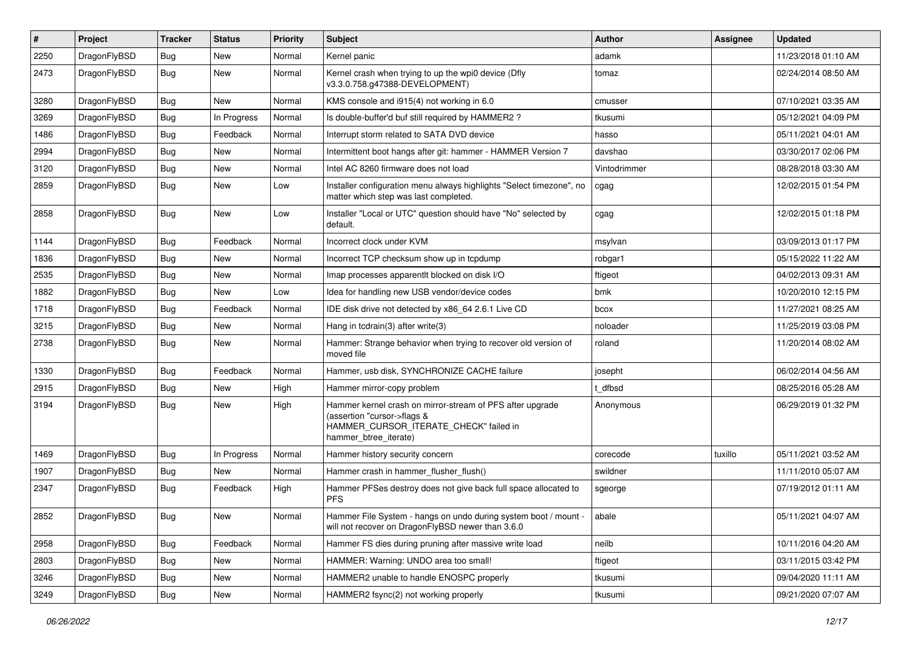| # | Project | Tracker | Status | Priority | Subject | Author | Assignee | Updated |
|---|---|---|---|---|---|---|---|---|
| 2250 | DragonFlyBSD | Bug | New | Normal | Kernel panic | adamk | | 11/23/2018 01:10 AM |
| 2473 | DragonFlyBSD | Bug | New | Normal | Kernel crash when trying to up the wpi0 device (Dfly v3.3.0.758.g47388-DEVELOPMENT) | tomaz | | 02/24/2014 08:50 AM |
| 3280 | DragonFlyBSD | Bug | New | Normal | KMS console and i915(4) not working in 6.0 | cmusser | | 07/10/2021 03:35 AM |
| 3269 | DragonFlyBSD | Bug | In Progress | Normal | Is double-buffer'd buf still required by HAMMER2 ? | tkusumi | | 05/12/2021 04:09 PM |
| 1486 | DragonFlyBSD | Bug | Feedback | Normal | Interrupt storm related to SATA DVD device | hasso | | 05/11/2021 04:01 AM |
| 2994 | DragonFlyBSD | Bug | New | Normal | Intermittent boot hangs after git: hammer - HAMMER Version 7 | davshao | | 03/30/2017 02:06 PM |
| 3120 | DragonFlyBSD | Bug | New | Normal | Intel AC 8260 firmware does not load | Vintodrimmer | | 08/28/2018 03:30 AM |
| 2859 | DragonFlyBSD | Bug | New | Low | Installer configuration menu always highlights "Select timezone", no matter which step was last completed. | cgag | | 12/02/2015 01:54 PM |
| 2858 | DragonFlyBSD | Bug | New | Low | Installer "Local or UTC" question should have "No" selected by default. | cgag | | 12/02/2015 01:18 PM |
| 1144 | DragonFlyBSD | Bug | Feedback | Normal | Incorrect clock under KVM | msylvan | | 03/09/2013 01:17 PM |
| 1836 | DragonFlyBSD | Bug | New | Normal | Incorrect TCP checksum show up in tcpdump | robgar1 | | 05/15/2022 11:22 AM |
| 2535 | DragonFlyBSD | Bug | New | Normal | Imap processes apparentlt blocked on disk I/O | ftigeot | | 04/02/2013 09:31 AM |
| 1882 | DragonFlyBSD | Bug | New | Low | Idea for handling new USB vendor/device codes | bmk | | 10/20/2010 12:15 PM |
| 1718 | DragonFlyBSD | Bug | Feedback | Normal | IDE disk drive not detected by x86_64 2.6.1 Live CD | bcox | | 11/27/2021 08:25 AM |
| 3215 | DragonFlyBSD | Bug | New | Normal | Hang in tcdrain(3) after write(3) | noloader | | 11/25/2019 03:08 PM |
| 2738 | DragonFlyBSD | Bug | New | Normal | Hammer: Strange behavior when trying to recover old version of moved file | roland | | 11/20/2014 08:02 AM |
| 1330 | DragonFlyBSD | Bug | Feedback | Normal | Hammer, usb disk, SYNCHRONIZE CACHE failure | josepht | | 06/02/2014 04:56 AM |
| 2915 | DragonFlyBSD | Bug | New | High | Hammer mirror-copy problem | t_dfbsd | | 08/25/2016 05:28 AM |
| 3194 | DragonFlyBSD | Bug | New | High | Hammer kernel crash on mirror-stream of PFS after upgrade (assertion "cursor->flags & HAMMER_CURSOR_ITERATE_CHECK" failed in hammer_btree_iterate) | Anonymous | | 06/29/2019 01:32 PM |
| 1469 | DragonFlyBSD | Bug | In Progress | Normal | Hammer history security concern | corecode | tuxillo | 05/11/2021 03:52 AM |
| 1907 | DragonFlyBSD | Bug | New | Normal | Hammer crash in hammer_flusher_flush() | swildner | | 11/11/2010 05:07 AM |
| 2347 | DragonFlyBSD | Bug | Feedback | High | Hammer PFSes destroy does not give back full space allocated to PFS | sgeorge | | 07/19/2012 01:11 AM |
| 2852 | DragonFlyBSD | Bug | New | Normal | Hammer File System - hangs on undo during system boot / mount - will not recover on DragonFlyBSD newer than 3.6.0 | abale | | 05/11/2021 04:07 AM |
| 2958 | DragonFlyBSD | Bug | Feedback | Normal | Hammer FS dies during pruning after massive write load | neilb | | 10/11/2016 04:20 AM |
| 2803 | DragonFlyBSD | Bug | New | Normal | HAMMER: Warning: UNDO area too small! | ftigeot | | 03/11/2015 03:42 PM |
| 3246 | DragonFlyBSD | Bug | New | Normal | HAMMER2 unable to handle ENOSPC properly | tkusumi | | 09/04/2020 11:11 AM |
| 3249 | DragonFlyBSD | Bug | New | Normal | HAMMER2 fsync(2) not working properly | tkusumi | | 09/21/2020 07:07 AM |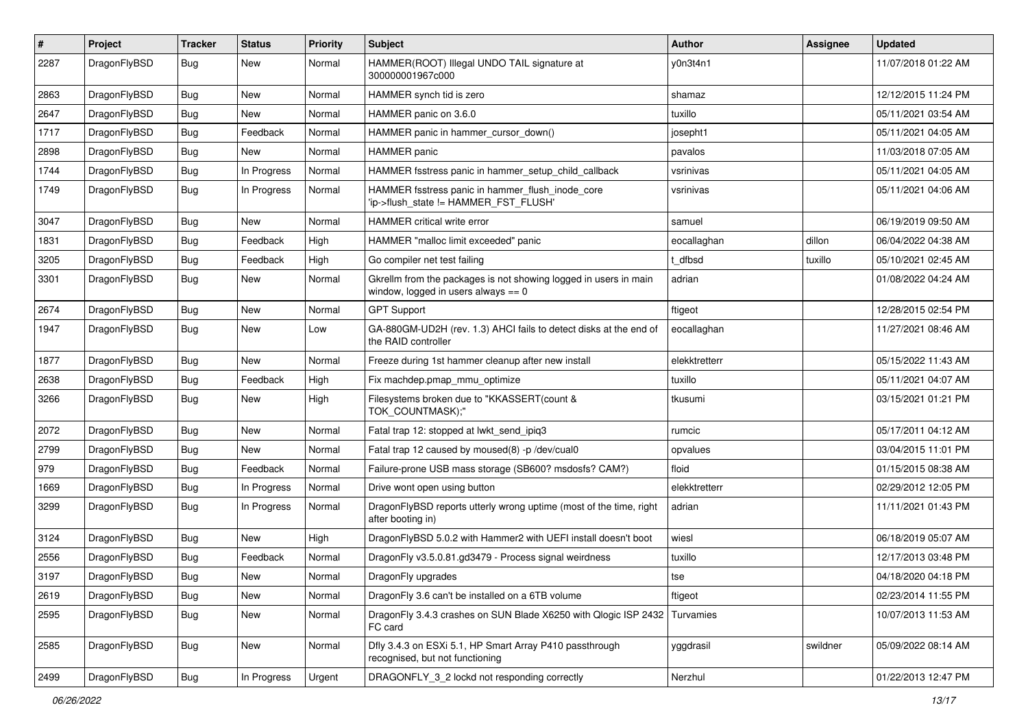| # | Project | Tracker | Status | Priority | Subject | Author | Assignee | Updated |
|---|---|---|---|---|---|---|---|---|
| 2287 | DragonFlyBSD | Bug | New | Normal | HAMMER(ROOT) Illegal UNDO TAIL signature at 300000001967c000 | y0n3t4n1 | | 11/07/2018 01:22 AM |
| 2863 | DragonFlyBSD | Bug | New | Normal | HAMMER synch tid is zero | shamaz | | 12/12/2015 11:24 PM |
| 2647 | DragonFlyBSD | Bug | New | Normal | HAMMER panic on 3.6.0 | tuxillo | | 05/11/2021 03:54 AM |
| 1717 | DragonFlyBSD | Bug | Feedback | Normal | HAMMER panic in hammer_cursor_down() | josepht1 | | 05/11/2021 04:05 AM |
| 2898 | DragonFlyBSD | Bug | New | Normal | HAMMER panic | pavalos | | 11/03/2018 07:05 AM |
| 1744 | DragonFlyBSD | Bug | In Progress | Normal | HAMMER fsstress panic in hammer_setup_child_callback | vsrinivas | | 05/11/2021 04:05 AM |
| 1749 | DragonFlyBSD | Bug | In Progress | Normal | HAMMER fsstress panic in hammer_flush_inode_core 'ip->flush_state != HAMMER_FST_FLUSH' | vsrinivas | | 05/11/2021 04:06 AM |
| 3047 | DragonFlyBSD | Bug | New | Normal | HAMMER critical write error | samuel | | 06/19/2019 09:50 AM |
| 1831 | DragonFlyBSD | Bug | Feedback | High | HAMMER "malloc limit exceeded" panic | eocallaghan | dillon | 06/04/2022 04:38 AM |
| 3205 | DragonFlyBSD | Bug | Feedback | High | Go compiler net test failing | t_dfbsd | tuxillo | 05/10/2021 02:45 AM |
| 3301 | DragonFlyBSD | Bug | New | Normal | Gkrellm from the packages is not showing logged in users in main window, logged in users always == 0 | adrian | | 01/08/2022 04:24 AM |
| 2674 | DragonFlyBSD | Bug | New | Normal | GPT Support | ftigeot | | 12/28/2015 02:54 PM |
| 1947 | DragonFlyBSD | Bug | New | Low | GA-880GM-UD2H (rev. 1.3) AHCI fails to detect disks at the end of the RAID controller | eocallaghan | | 11/27/2021 08:46 AM |
| 1877 | DragonFlyBSD | Bug | New | Normal | Freeze during 1st hammer cleanup after new install | elekktretterr | | 05/15/2022 11:43 AM |
| 2638 | DragonFlyBSD | Bug | Feedback | High | Fix machdep.pmap_mmu_optimize | tuxillo | | 05/11/2021 04:07 AM |
| 3266 | DragonFlyBSD | Bug | New | High | Filesystems broken due to "KKASSERT(count & TOK_COUNTMASK);" | tkusumi | | 03/15/2021 01:21 PM |
| 2072 | DragonFlyBSD | Bug | New | Normal | Fatal trap 12: stopped at lwkt_send_ipiq3 | rumcic | | 05/17/2011 04:12 AM |
| 2799 | DragonFlyBSD | Bug | New | Normal | Fatal trap 12 caused by moused(8) -p /dev/cual0 | opvalues | | 03/04/2015 11:01 PM |
| 979 | DragonFlyBSD | Bug | Feedback | Normal | Failure-prone USB mass storage (SB600? msdosfs? CAM?) | floid | | 01/15/2015 08:38 AM |
| 1669 | DragonFlyBSD | Bug | In Progress | Normal | Drive wont open using button | elekktretterr | | 02/29/2012 12:05 PM |
| 3299 | DragonFlyBSD | Bug | In Progress | Normal | DragonFlyBSD reports utterly wrong uptime (most of the time, right after booting in) | adrian | | 11/11/2021 01:43 PM |
| 3124 | DragonFlyBSD | Bug | New | High | DragonFlyBSD 5.0.2 with Hammer2 with UEFI install doesn't boot | wiesl | | 06/18/2019 05:07 AM |
| 2556 | DragonFlyBSD | Bug | Feedback | Normal | DragonFly v3.5.0.81.gd3479 - Process signal weirdness | tuxillo | | 12/17/2013 03:48 PM |
| 3197 | DragonFlyBSD | Bug | New | Normal | DragonFly upgrades | tse | | 04/18/2020 04:18 PM |
| 2619 | DragonFlyBSD | Bug | New | Normal | DragonFly 3.6 can't be installed on a 6TB volume | ftigeot | | 02/23/2014 11:55 PM |
| 2595 | DragonFlyBSD | Bug | New | Normal | DragonFly 3.4.3 crashes on SUN Blade X6250 with Qlogic ISP 2432 FC card | Turvamies | | 10/07/2013 11:53 AM |
| 2585 | DragonFlyBSD | Bug | New | Normal | Dfly 3.4.3 on ESXi 5.1, HP Smart Array P410 passthrough recognised, but not functioning | yggdrasil | swildner | 05/09/2022 08:14 AM |
| 2499 | DragonFlyBSD | Bug | In Progress | Urgent | DRAGONFLY_3_2 lockd not responding correctly | Nerzhul | | 01/22/2013 12:47 PM |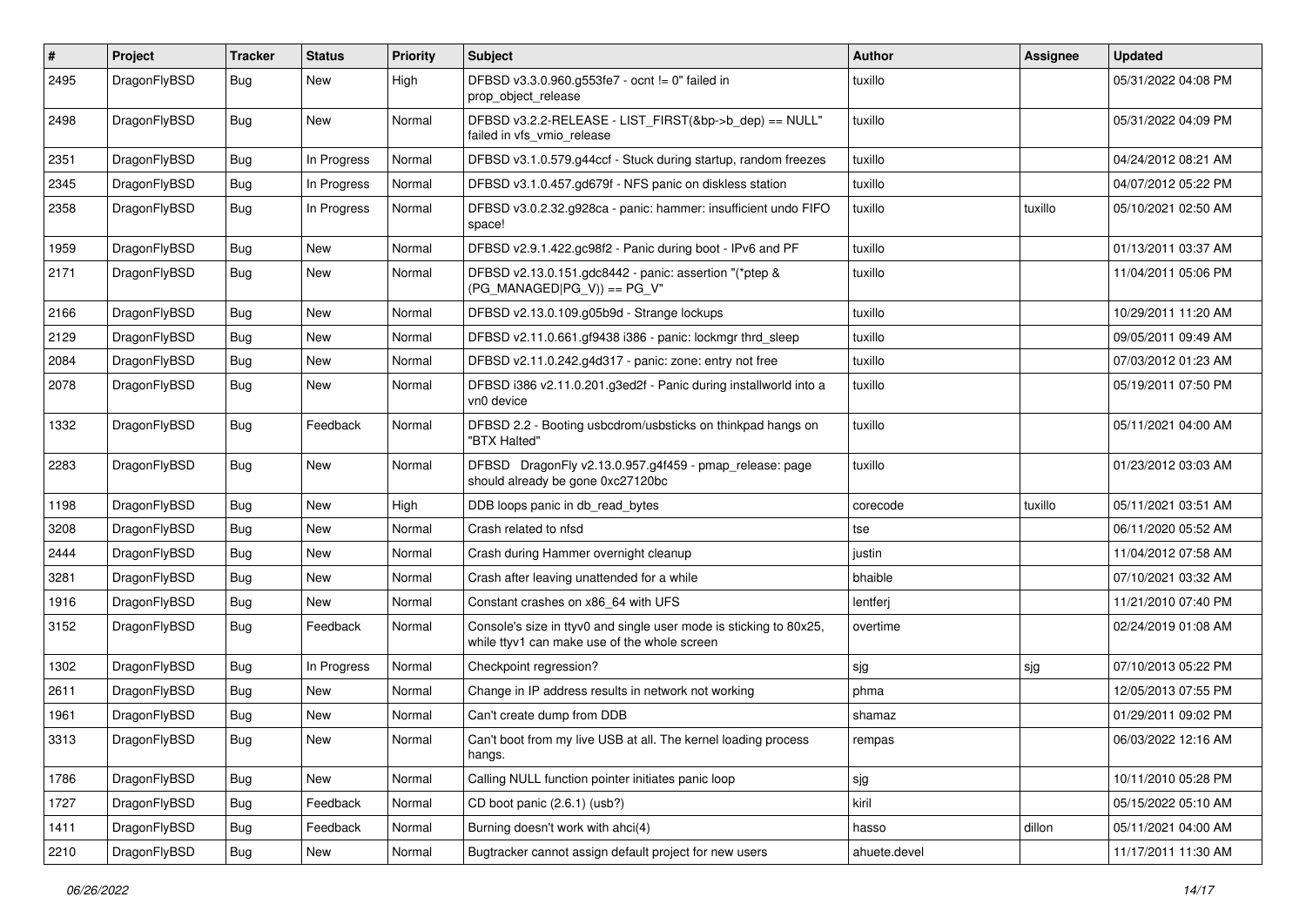| # | Project | Tracker | Status | Priority | Subject | Author | Assignee | Updated |
|---|---|---|---|---|---|---|---|---|
| 2495 | DragonFlyBSD | Bug | New | High | DFBSD v3.3.0.960.g553fe7 - ocnt != 0" failed in prop_object_release | tuxillo | | 05/31/2022 04:08 PM |
| 2498 | DragonFlyBSD | Bug | New | Normal | DFBSD v3.2.2-RELEASE - LIST_FIRST(&bp->b_dep) == NULL" failed in vfs_vmio_release | tuxillo | | 05/31/2022 04:09 PM |
| 2351 | DragonFlyBSD | Bug | In Progress | Normal | DFBSD v3.1.0.579.g44ccf - Stuck during startup, random freezes | tuxillo | | 04/24/2012 08:21 AM |
| 2345 | DragonFlyBSD | Bug | In Progress | Normal | DFBSD v3.1.0.457.gd679f - NFS panic on diskless station | tuxillo | | 04/07/2012 05:22 PM |
| 2358 | DragonFlyBSD | Bug | In Progress | Normal | DFBSD v3.0.2.32.g928ca - panic: hammer: insufficient undo FIFO space! | tuxillo | tuxillo | 05/10/2021 02:50 AM |
| 1959 | DragonFlyBSD | Bug | New | Normal | DFBSD v2.9.1.422.gc98f2 - Panic during boot - IPv6 and PF | tuxillo | | 01/13/2011 03:37 AM |
| 2171 | DragonFlyBSD | Bug | New | Normal | DFBSD v2.13.0.151.gdc8442 - panic: assertion "(*ptep & (PG_MANAGED\|PG_V)) == PG_V" | tuxillo | | 11/04/2011 05:06 PM |
| 2166 | DragonFlyBSD | Bug | New | Normal | DFBSD v2.13.0.109.g05b9d - Strange lockups | tuxillo | | 10/29/2011 11:20 AM |
| 2129 | DragonFlyBSD | Bug | New | Normal | DFBSD v2.11.0.661.gf9438 i386 - panic: lockmgr thrd_sleep | tuxillo | | 09/05/2011 09:49 AM |
| 2084 | DragonFlyBSD | Bug | New | Normal | DFBSD v2.11.0.242.g4d317 - panic: zone: entry not free | tuxillo | | 07/03/2012 01:23 AM |
| 2078 | DragonFlyBSD | Bug | New | Normal | DFBSD i386 v2.11.0.201.g3ed2f - Panic during installworld into a vn0 device | tuxillo | | 05/19/2011 07:50 PM |
| 1332 | DragonFlyBSD | Bug | Feedback | Normal | DFBSD 2.2 - Booting usbcdrom/usbsticks on thinkpad hangs on "BTX Halted" | tuxillo | | 05/11/2021 04:00 AM |
| 2283 | DragonFlyBSD | Bug | New | Normal | DFBSD DragonFly v2.13.0.957.g4f459 - pmap_release: page should already be gone 0xc27120bc | tuxillo | | 01/23/2012 03:03 AM |
| 1198 | DragonFlyBSD | Bug | New | High | DDB loops panic in db_read_bytes | corecode | tuxillo | 05/11/2021 03:51 AM |
| 3208 | DragonFlyBSD | Bug | New | Normal | Crash related to nfsd | tse | | 06/11/2020 05:52 AM |
| 2444 | DragonFlyBSD | Bug | New | Normal | Crash during Hammer overnight cleanup | justin | | 11/04/2012 07:58 AM |
| 3281 | DragonFlyBSD | Bug | New | Normal | Crash after leaving unattended for a while | bhaible | | 07/10/2021 03:32 AM |
| 1916 | DragonFlyBSD | Bug | New | Normal | Constant crashes on x86_64 with UFS | lentferj | | 11/21/2010 07:40 PM |
| 3152 | DragonFlyBSD | Bug | Feedback | Normal | Console's size in ttyv0 and single user mode is sticking to 80x25, while ttyv1 can make use of the whole screen | overtime | | 02/24/2019 01:08 AM |
| 1302 | DragonFlyBSD | Bug | In Progress | Normal | Checkpoint regression? | sjg | sjg | 07/10/2013 05:22 PM |
| 2611 | DragonFlyBSD | Bug | New | Normal | Change in IP address results in network not working | phma | | 12/05/2013 07:55 PM |
| 1961 | DragonFlyBSD | Bug | New | Normal | Can't create dump from DDB | shamaz | | 01/29/2011 09:02 PM |
| 3313 | DragonFlyBSD | Bug | New | Normal | Can't boot from my live USB at all. The kernel loading process hangs. | rempas | | 06/03/2022 12:16 AM |
| 1786 | DragonFlyBSD | Bug | New | Normal | Calling NULL function pointer initiates panic loop | sjg | | 10/11/2010 05:28 PM |
| 1727 | DragonFlyBSD | Bug | Feedback | Normal | CD boot panic (2.6.1) (usb?) | kiril | | 05/15/2022 05:10 AM |
| 1411 | DragonFlyBSD | Bug | Feedback | Normal | Burning doesn't work with ahci(4) | hasso | dillon | 05/11/2021 04:00 AM |
| 2210 | DragonFlyBSD | Bug | New | Normal | Bugtracker cannot assign default project for new users | ahuete.devel | | 11/17/2011 11:30 AM |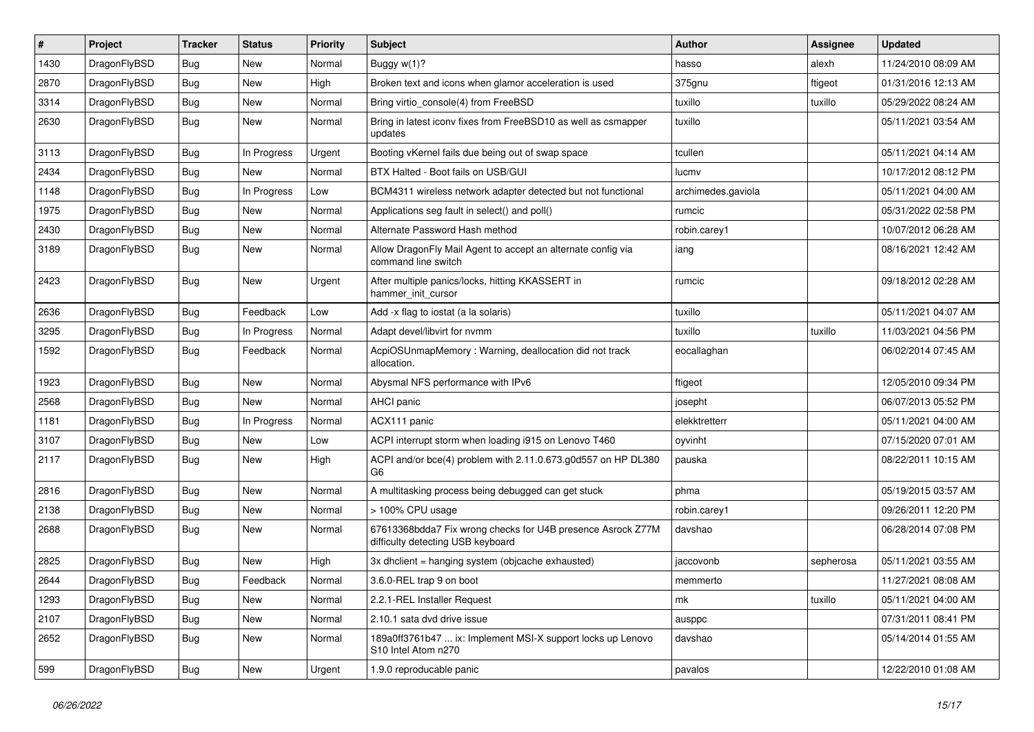| # | Project | Tracker | Status | Priority | Subject | Author | Assignee | Updated |
|---|---|---|---|---|---|---|---|---|
| 1430 | DragonFlyBSD | Bug | New | Normal | Buggy w(1)? | hasso | alexh | 11/24/2010 08:09 AM |
| 2870 | DragonFlyBSD | Bug | New | High | Broken text and icons when glamor acceleration is used | 375gnu | ftigeot | 01/31/2016 12:13 AM |
| 3314 | DragonFlyBSD | Bug | New | Normal | Bring virtio_console(4) from FreeBSD | tuxillo | tuxillo | 05/29/2022 08:24 AM |
| 2630 | DragonFlyBSD | Bug | New | Normal | Bring in latest iconv fixes from FreeBSD10 as well as csmapper updates | tuxillo | | 05/11/2021 03:54 AM |
| 3113 | DragonFlyBSD | Bug | In Progress | Urgent | Booting vKernel fails due being out of swap space | tcullen | | 05/11/2021 04:14 AM |
| 2434 | DragonFlyBSD | Bug | New | Normal | BTX Halted - Boot fails on USB/GUI | lucmv | | 10/17/2012 08:12 PM |
| 1148 | DragonFlyBSD | Bug | In Progress | Low | BCM4311 wireless network adapter detected but not functional | archimedes.gaviola | | 05/11/2021 04:00 AM |
| 1975 | DragonFlyBSD | Bug | New | Normal | Applications seg fault in select() and poll() | rumcic | | 05/31/2022 02:58 PM |
| 2430 | DragonFlyBSD | Bug | New | Normal | Alternate Password Hash method | robin.carey1 | | 10/07/2012 06:28 AM |
| 3189 | DragonFlyBSD | Bug | New | Normal | Allow DragonFly Mail Agent to accept an alternate config via command line switch | iang | | 08/16/2021 12:42 AM |
| 2423 | DragonFlyBSD | Bug | New | Urgent | After multiple panics/locks, hitting KKASSERT in hammer_init_cursor | rumcic | | 09/18/2012 02:28 AM |
| 2636 | DragonFlyBSD | Bug | Feedback | Low | Add -x flag to iostat (a la solaris) | tuxillo | | 05/11/2021 04:07 AM |
| 3295 | DragonFlyBSD | Bug | In Progress | Normal | Adapt devel/libvirt for nvmm | tuxillo | tuxillo | 11/03/2021 04:56 PM |
| 1592 | DragonFlyBSD | Bug | Feedback | Normal | AcpiOSUnmapMemory : Warning, deallocation did not track allocation. | eocallaghan | | 06/02/2014 07:45 AM |
| 1923 | DragonFlyBSD | Bug | New | Normal | Abysmal NFS performance with IPv6 | ftigeot | | 12/05/2010 09:34 PM |
| 2568 | DragonFlyBSD | Bug | New | Normal | AHCI panic | josepht | | 06/07/2013 05:52 PM |
| 1181 | DragonFlyBSD | Bug | In Progress | Normal | ACX111 panic | elekktretterr | | 05/11/2021 04:00 AM |
| 3107 | DragonFlyBSD | Bug | New | Low | ACPI interrupt storm when loading i915 on Lenovo T460 | oyvinht | | 07/15/2020 07:01 AM |
| 2117 | DragonFlyBSD | Bug | New | High | ACPI and/or bce(4) problem with 2.11.0.673.g0d557 on HP DL380 G6 | pauska | | 08/22/2011 10:15 AM |
| 2816 | DragonFlyBSD | Bug | New | Normal | A multitasking process being debugged can get stuck | phma | | 05/19/2015 03:57 AM |
| 2138 | DragonFlyBSD | Bug | New | Normal | > 100% CPU usage | robin.carey1 | | 09/26/2011 12:20 PM |
| 2688 | DragonFlyBSD | Bug | New | Normal | 67613368bdda7 Fix wrong checks for U4B presence Asrock Z77M difficulty detecting USB keyboard | davshao | | 06/28/2014 07:08 PM |
| 2825 | DragonFlyBSD | Bug | New | High | 3x dhclient = hanging system (objcache exhausted) | jaccovonb | sepherosa | 05/11/2021 03:55 AM |
| 2644 | DragonFlyBSD | Bug | Feedback | Normal | 3.6.0-REL trap 9 on boot | memmerto | | 11/27/2021 08:08 AM |
| 1293 | DragonFlyBSD | Bug | New | Normal | 2.2.1-REL Installer Request | mk | tuxillo | 05/11/2021 04:00 AM |
| 2107 | DragonFlyBSD | Bug | New | Normal | 2.10.1 sata dvd drive issue | ausppc | | 07/31/2011 08:41 PM |
| 2652 | DragonFlyBSD | Bug | New | Normal | 189a0ff3761b47 ... ix: Implement MSI-X support locks up Lenovo S10 Intel Atom n270 | davshao | | 05/14/2014 01:55 AM |
| 599 | DragonFlyBSD | Bug | New | Urgent | 1.9.0 reproducable panic | pavalos | | 12/22/2010 01:08 AM |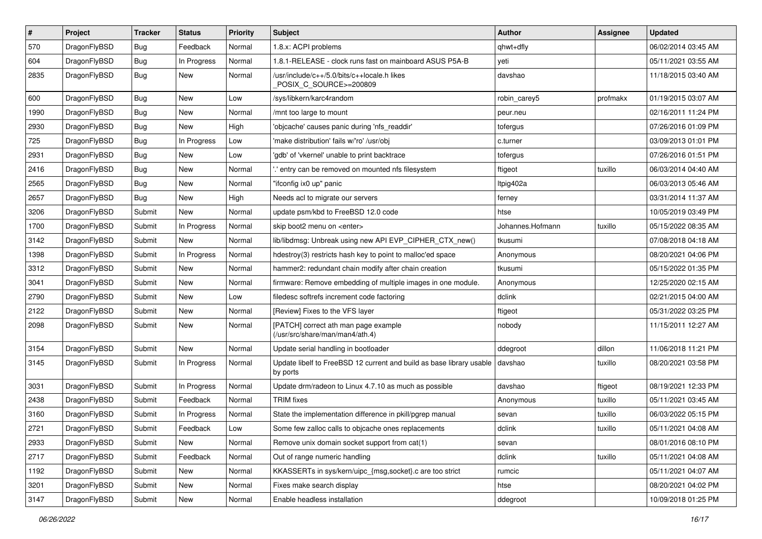| # | Project | Tracker | Status | Priority | Subject | Author | Assignee | Updated |
|---|---|---|---|---|---|---|---|---|
| 570 | DragonFlyBSD | Bug | Feedback | Normal | 1.8.x: ACPI problems | qhwt+dfly | | 06/02/2014 03:45 AM |
| 604 | DragonFlyBSD | Bug | In Progress | Normal | 1.8.1-RELEASE - clock runs fast on mainboard ASUS P5A-B | yeti | | 05/11/2021 03:55 AM |
| 2835 | DragonFlyBSD | Bug | New | Normal | /usr/include/c++/5.0/bits/c++locale.h likes _POSIX_C_SOURCE>=200809 | davshao | | 11/18/2015 03:40 AM |
| 600 | DragonFlyBSD | Bug | New | Low | /sys/libkern/karc4random | robin_carey5 | profmakx | 01/19/2015 03:07 AM |
| 1990 | DragonFlyBSD | Bug | New | Normal | /mnt too large to mount | peur.neu | | 02/16/2011 11:24 PM |
| 2930 | DragonFlyBSD | Bug | New | High | 'objcache' causes panic during 'nfs_readdir' | tofergus | | 07/26/2016 01:09 PM |
| 725 | DragonFlyBSD | Bug | In Progress | Low | 'make distribution' fails w/'ro' /usr/obj | c.turner | | 03/09/2013 01:01 PM |
| 2931 | DragonFlyBSD | Bug | New | Low | 'gdb' of 'vkernel' unable to print backtrace | tofergus | | 07/26/2016 01:51 PM |
| 2416 | DragonFlyBSD | Bug | New | Normal | '.' entry can be removed on mounted nfs filesystem | ftigeot | tuxillo | 06/03/2014 04:40 AM |
| 2565 | DragonFlyBSD | Bug | New | Normal | "ifconfig ix0 up" panic | ltpig402a | | 06/03/2013 05:46 AM |
| 2657 | DragonFlyBSD | Bug | New | High | Needs acl to migrate our servers | ferney | | 03/31/2014 11:37 AM |
| 3206 | DragonFlyBSD | Submit | New | Normal | update psm/kbd to FreeBSD 12.0 code | htse | | 10/05/2019 03:49 PM |
| 1700 | DragonFlyBSD | Submit | In Progress | Normal | skip boot2 menu on <enter> | Johannes.Hofmann | tuxillo | 05/15/2022 08:35 AM |
| 3142 | DragonFlyBSD | Submit | New | Normal | lib/libdmsg: Unbreak using new API EVP_CIPHER_CTX_new() | tkusumi | | 07/08/2018 04:18 AM |
| 1398 | DragonFlyBSD | Submit | In Progress | Normal | hdestroy(3) restricts hash key to point to malloc'ed space | Anonymous | | 08/20/2021 04:06 PM |
| 3312 | DragonFlyBSD | Submit | New | Normal | hammer2: redundant chain modify after chain creation | tkusumi | | 05/15/2022 01:35 PM |
| 3041 | DragonFlyBSD | Submit | New | Normal | firmware: Remove embedding of multiple images in one module. | Anonymous | | 12/25/2020 02:15 AM |
| 2790 | DragonFlyBSD | Submit | New | Low | filedesc softrefs increment code factoring | dclink | | 02/21/2015 04:00 AM |
| 2122 | DragonFlyBSD | Submit | New | Normal | [Review] Fixes to the VFS layer | ftigeot | | 05/31/2022 03:25 PM |
| 2098 | DragonFlyBSD | Submit | New | Normal | [PATCH] correct ath man page example (/usr/src/share/man/man4/ath.4) | nobody | | 11/15/2011 12:27 AM |
| 3154 | DragonFlyBSD | Submit | New | Normal | Update serial handling in bootloader | ddegroot | dillon | 11/06/2018 11:21 PM |
| 3145 | DragonFlyBSD | Submit | In Progress | Normal | Update libelf to FreeBSD 12 current and build as base library usable by ports | davshao | tuxillo | 08/20/2021 03:58 PM |
| 3031 | DragonFlyBSD | Submit | In Progress | Normal | Update drm/radeon to Linux 4.7.10 as much as possible | davshao | ftigeot | 08/19/2021 12:33 PM |
| 2438 | DragonFlyBSD | Submit | Feedback | Normal | TRIM fixes | Anonymous | tuxillo | 05/11/2021 03:45 AM |
| 3160 | DragonFlyBSD | Submit | In Progress | Normal | State the implementation difference in pkill/pgrep manual | sevan | tuxillo | 06/03/2022 05:15 PM |
| 2721 | DragonFlyBSD | Submit | Feedback | Low | Some few zalloc calls to objcache ones replacements | dclink | tuxillo | 05/11/2021 04:08 AM |
| 2933 | DragonFlyBSD | Submit | New | Normal | Remove unix domain socket support from cat(1) | sevan | | 08/01/2016 08:10 PM |
| 2717 | DragonFlyBSD | Submit | Feedback | Normal | Out of range numeric handling | dclink | tuxillo | 05/11/2021 04:08 AM |
| 1192 | DragonFlyBSD | Submit | New | Normal | KKASSERTs in sys/kern/uipc_{msg,socket}.c are too strict | rumcic | | 05/11/2021 04:07 AM |
| 3201 | DragonFlyBSD | Submit | New | Normal | Fixes make search display | htse | | 08/20/2021 04:02 PM |
| 3147 | DragonFlyBSD | Submit | New | Normal | Enable headless installation | ddegroot | | 10/09/2018 01:25 PM |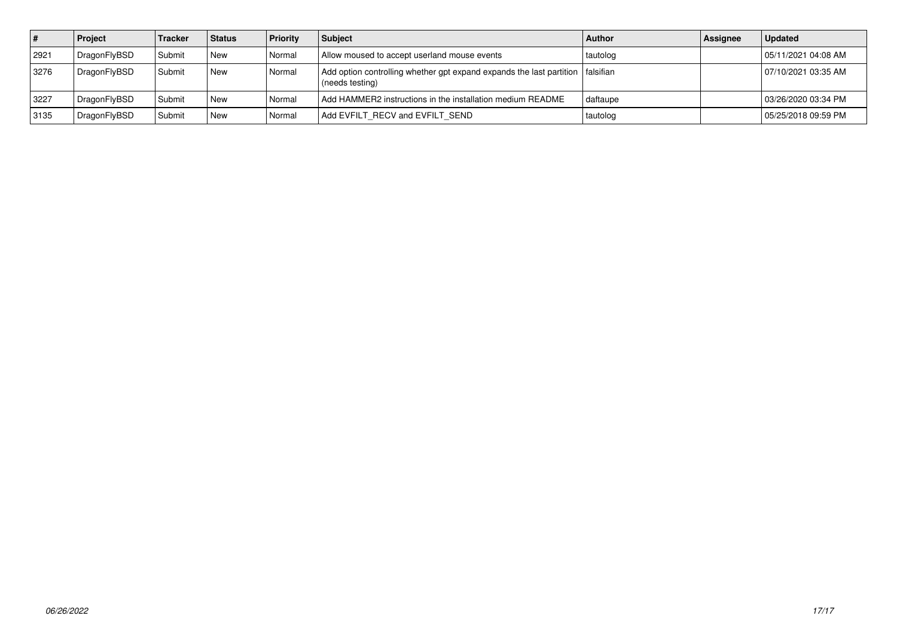| # | Project | Tracker | Status | Priority | Subject | Author | Assignee | Updated |
|---|---|---|---|---|---|---|---|---|
| 2921 | DragonFlyBSD | Submit | New | Normal | Allow moused to accept userland mouse events | tautolog | | 05/11/2021 04:08 AM |
| 3276 | DragonFlyBSD | Submit | New | Normal | Add option controlling whether gpt expand expands the last partition (needs testing) | falsifian | | 07/10/2021 03:35 AM |
| 3227 | DragonFlyBSD | Submit | New | Normal | Add HAMMER2 instructions in the installation medium README | daftaupe | | 03/26/2020 03:34 PM |
| 3135 | DragonFlyBSD | Submit | New | Normal | Add EVFILT_RECV and EVFILT_SEND | tautolog | | 05/25/2018 09:59 PM |